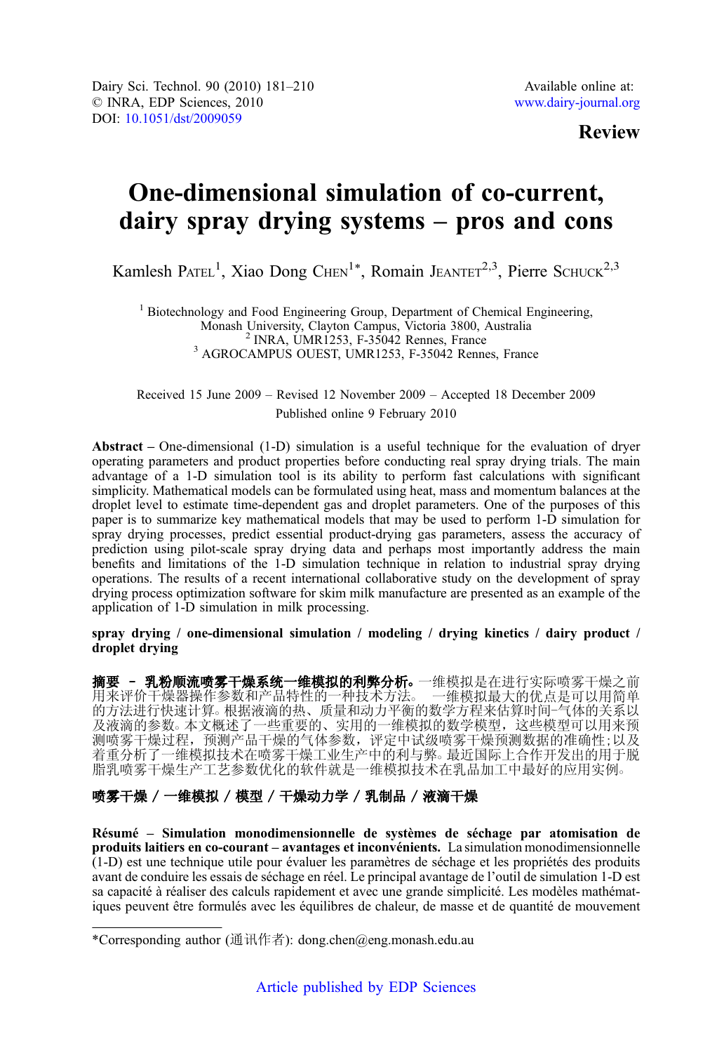Dairy Sci. Technol. 90 (2010) 181–210
© INRA, EDP Sciences, 2010
DOI: 10.1051/dst/2009059

Available online at:
www.dairy-journal.org

**Review**

# One-dimensional simulation of co-current, dairy spray drying systems – pros and cons

Kamlesh Patel[1], Xiao Dong Chen[1*], Romain Jeantet[2,3], Pierre Schuck[2,3]

[1] Biotechnology and Food Engineering Group, Department of Chemical Engineering, Monash University, Clayton Campus, Victoria 3800, Australia
[2] INRA, UMR1253, F-35042 Rennes, France
[3] AGROCAMPUS OUEST, UMR1253, F-35042 Rennes, France

Received 15 June 2009 – Revised 12 November 2009 – Accepted 18 December 2009
Published online 9 February 2010

**Abstract** – One-dimensional (1-D) simulation is a useful technique for the evaluation of dryer operating parameters and product properties before conducting real spray drying trials. The main advantage of a 1-D simulation tool is its ability to perform fast calculations with significant simplicity. Mathematical models can be formulated using heat, mass and momentum balances at the droplet level to estimate time-dependent gas and droplet parameters. One of the purposes of this paper is to summarize key mathematical models that may be used to perform 1-D simulation for spray drying processes, predict essential product-drying gas parameters, assess the accuracy of prediction using pilot-scale spray drying data and perhaps most importantly address the main benefits and limitations of the 1-D simulation technique in relation to industrial spray drying operations. The results of a recent international collaborative study on the development of spray drying process optimization software for skim milk manufacture are presented as an example of the application of 1-D simulation in milk processing.

**spray drying / one-dimensional simulation / modeling / drying kinetics / dairy product / droplet drying**

**摘要 – 乳粉顺流喷雾干燥系统一维模拟的利弊分析。**一维模拟是在进行实际喷雾干燥之前用来评价干燥器操作参数和产品特性的一种技术方法。 一维模拟最大的优点是可以用简单的方法进行快速计算。根据液滴的热、质量和动力平衡的数学方程来估算时间–气体的关系以及液滴的参数。本文概述了一些重要的、实用的一维模拟的数学模型，这些模型可以用来预测喷雾干燥过程，预测产品干燥的气体参数，评定中试级喷雾干燥预测数据的准确性；以及着重分析了一维模拟技术在喷雾干燥工业生产中的利与弊。最近国际上合作开发出的用于脱脂乳喷雾干燥生产工艺参数优化的软件就是一维模拟技术在乳品加工中最好的应用实例。

**喷雾干燥 / 一维模拟 / 模型 / 干燥动力学 / 乳制品 / 液滴干燥**

**Résumé – Simulation monodimensionnelle de systèmes de séchage par atomisation de produits laitiers en co-courant – avantages et inconvénients.** La simulation monodimensionnelle (1-D) est une technique utile pour évaluer les paramètres de séchage et les propriétés des produits avant de conduire les essais de séchage en réel. Le principal avantage de l'outil de simulation 1-D est sa capacité à réaliser des calculs rapidement et avec une grande simplicité. Les modèles mathématiques peuvent être formulés avec les équilibres de chaleur, de masse et de quantité de mouvement

*Corresponding author (通讯作者): dong.chen@eng.monash.edu.au

Article published by EDP Sciences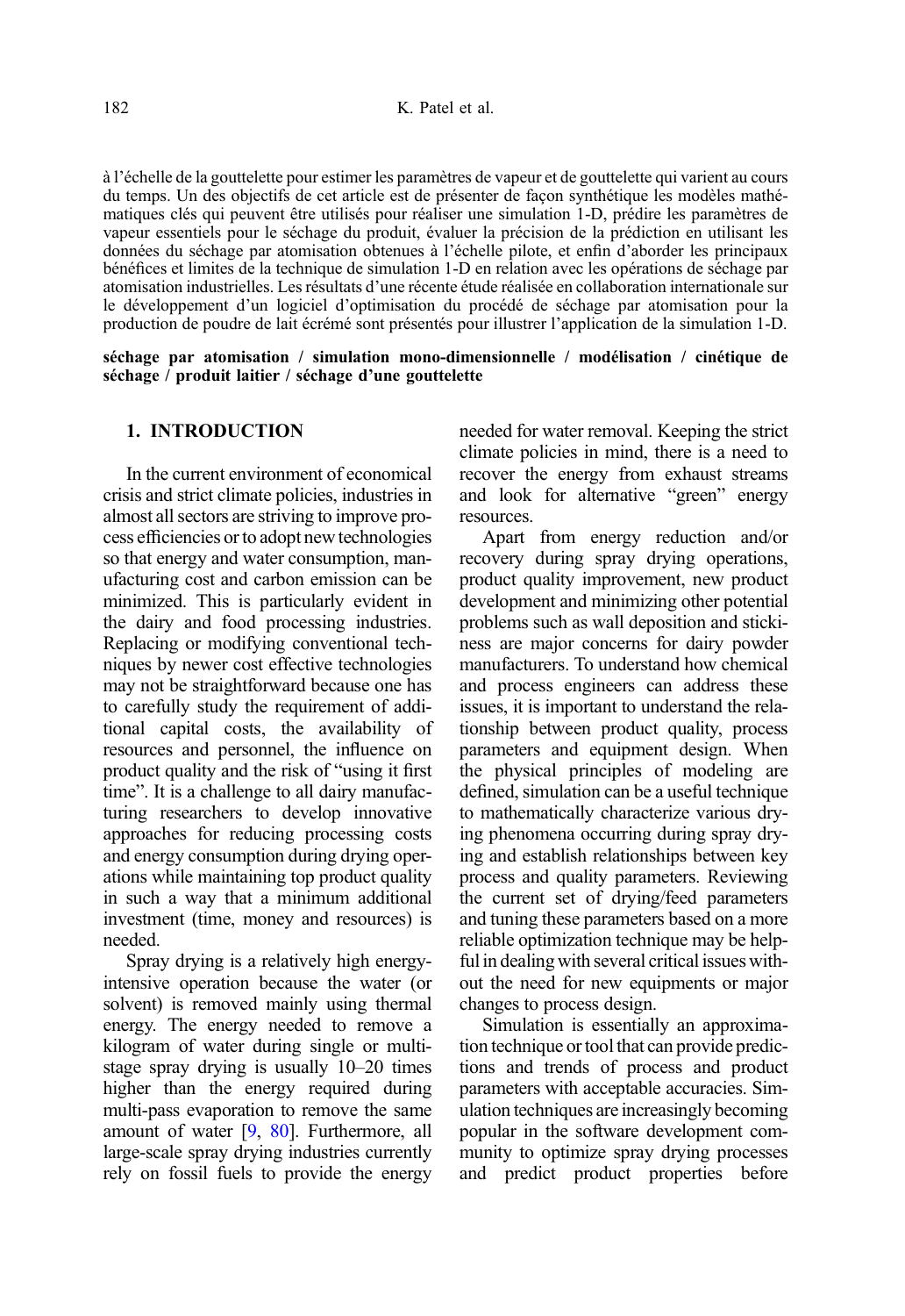à l'échelle de la gouttelette pour estimer les paramètres de vapeur et de gouttelette qui varient au cours du temps. Un des objectifs de cet article est de présenter de façon synthétique les modèles mathématiques clés qui peuvent être utilisés pour réaliser une simulation 1-D, prédire les paramètres de vapeur essentiels pour le séchage du produit, évaluer la précision de la prédiction en utilisant les données du séchage par atomisation obtenues à l'échelle pilote, et enfin d'aborder les principaux bénéfices et limites de la technique de simulation 1-D en relation avec les opérations de séchage par atomisation industrielles. Les résultats d'une récente étude réalisée en collaboration internationale sur le développement d'un logiciel d'optimisation du procédé de séchage par atomisation pour la production de poudre de lait écrémé sont présentés pour illustrer l'application de la simulation 1-D.

**séchage par atomisation / simulation mono-dimensionnelle / modélisation / cinétique de séchage / produit laitier / séchage d'une gouttelette**

## 1. INTRODUCTION

In the current environment of economical crisis and strict climate policies, industries in almost all sectors are striving to improve process efficiencies or to adopt new technologies so that energy and water consumption, manufacturing cost and carbon emission can be minimized. This is particularly evident in the dairy and food processing industries. Replacing or modifying conventional techniques by newer cost effective technologies may not be straightforward because one has to carefully study the requirement of additional capital costs, the availability of resources and personnel, the influence on product quality and the risk of "using it first time". It is a challenge to all dairy manufacturing researchers to develop innovative approaches for reducing processing costs and energy consumption during drying operations while maintaining top product quality in such a way that a minimum additional investment (time, money and resources) is needed.

Spray drying is a relatively high energy-intensive operation because the water (or solvent) is removed mainly using thermal energy. The energy needed to remove a kilogram of water during single or multi-stage spray drying is usually 10–20 times higher than the energy required during multi-pass evaporation to remove the same amount of water [9, 80]. Furthermore, all large-scale spray drying industries currently rely on fossil fuels to provide the energy needed for water removal. Keeping the strict climate policies in mind, there is a need to recover the energy from exhaust streams and look for alternative "green" energy resources.

Apart from energy reduction and/or recovery during spray drying operations, product quality improvement, new product development and minimizing other potential problems such as wall deposition and stickiness are major concerns for dairy powder manufacturers. To understand how chemical and process engineers can address these issues, it is important to understand the relationship between product quality, process parameters and equipment design. When the physical principles of modeling are defined, simulation can be a useful technique to mathematically characterize various drying phenomena occurring during spray drying and establish relationships between key process and quality parameters. Reviewing the current set of drying/feed parameters and tuning these parameters based on a more reliable optimization technique may be helpful in dealing with several critical issues without the need for new equipments or major changes to process design.

Simulation is essentially an approximation technique or tool that can provide predictions and trends of process and product parameters with acceptable accuracies. Simulation techniques are increasingly becoming popular in the software development community to optimize spray drying processes and predict product properties before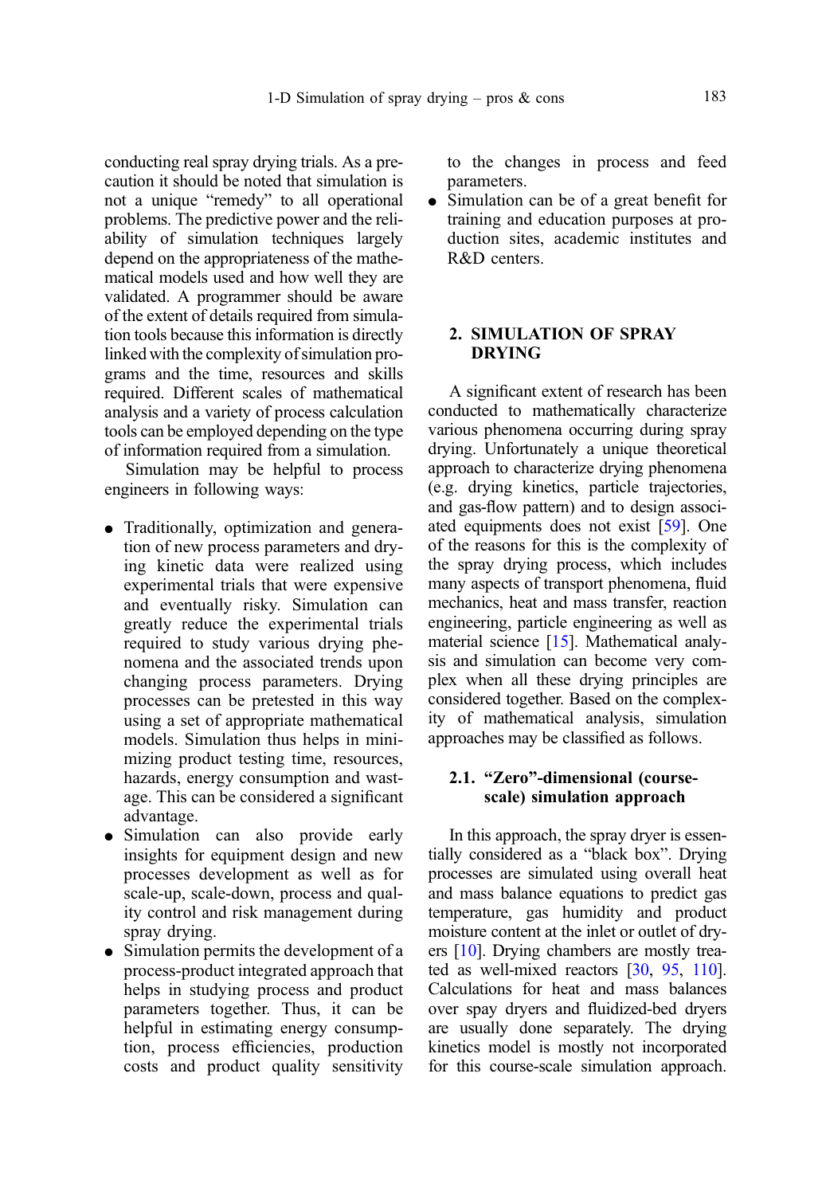conducting real spray drying trials. As a precaution it should be noted that simulation is not a unique "remedy" to all operational problems. The predictive power and the reliability of simulation techniques largely depend on the appropriateness of the mathematical models used and how well they are validated. A programmer should be aware of the extent of details required from simulation tools because this information is directly linked with the complexity of simulation programs and the time, resources and skills required. Different scales of mathematical analysis and a variety of process calculation tools can be employed depending on the type of information required from a simulation.

Simulation may be helpful to process engineers in following ways:

- Traditionally, optimization and generation of new process parameters and drying kinetic data were realized using experimental trials that were expensive and eventually risky. Simulation can greatly reduce the experimental trials required to study various drying phenomena and the associated trends upon changing process parameters. Drying processes can be pretested in this way using a set of appropriate mathematical models. Simulation thus helps in minimizing product testing time, resources, hazards, energy consumption and wastage. This can be considered a significant advantage.
- Simulation can also provide early insights for equipment design and new processes development as well as for scale-up, scale-down, process and quality control and risk management during spray drying.
- Simulation permits the development of a process-product integrated approach that helps in studying process and product parameters together. Thus, it can be helpful in estimating energy consumption, process efficiencies, production costs and product quality sensitivity to the changes in process and feed parameters.
- Simulation can be of a great benefit for training and education purposes at production sites, academic institutes and R&D centers.

## 2. SIMULATION OF SPRAY DRYING

A significant extent of research has been conducted to mathematically characterize various phenomena occurring during spray drying. Unfortunately a unique theoretical approach to characterize drying phenomena (e.g. drying kinetics, particle trajectories, and gas-flow pattern) and to design associated equipments does not exist [59]. One of the reasons for this is the complexity of the spray drying process, which includes many aspects of transport phenomena, fluid mechanics, heat and mass transfer, reaction engineering, particle engineering as well as material science [15]. Mathematical analysis and simulation can become very complex when all these drying principles are considered together. Based on the complexity of mathematical analysis, simulation approaches may be classified as follows.

### 2.1. "Zero"-dimensional (course-scale) simulation approach

In this approach, the spray dryer is essentially considered as a "black box". Drying processes are simulated using overall heat and mass balance equations to predict gas temperature, gas humidity and product moisture content at the inlet or outlet of dryers [10]. Drying chambers are mostly treated as well-mixed reactors [30, 95, 110]. Calculations for heat and mass balances over spay dryers and fluidized-bed dryers are usually done separately. The drying kinetics model is mostly not incorporated for this course-scale simulation approach.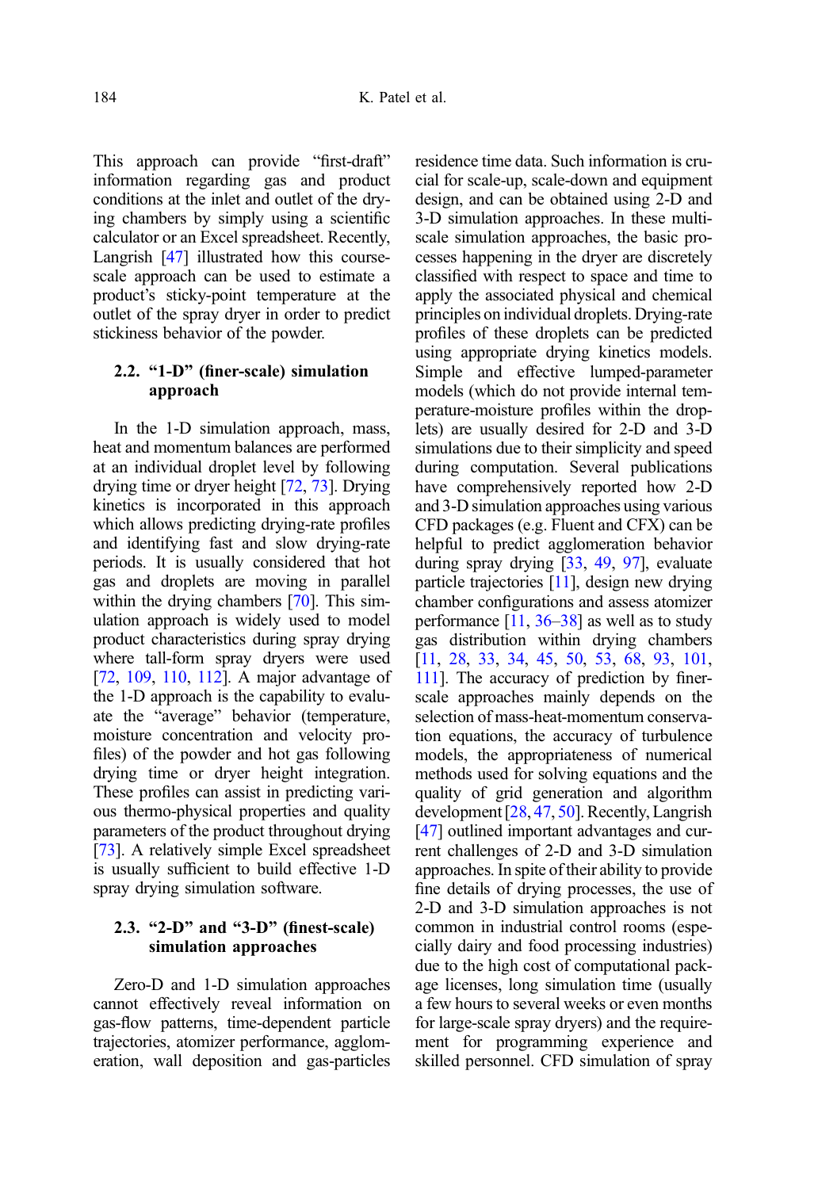This approach can provide "first-draft" information regarding gas and product conditions at the inlet and outlet of the drying chambers by simply using a scientific calculator or an Excel spreadsheet. Recently, Langrish [47] illustrated how this course-scale approach can be used to estimate a product's sticky-point temperature at the outlet of the spray dryer in order to predict stickiness behavior of the powder.

### 2.2. "1-D" (finer-scale) simulation approach

In the 1-D simulation approach, mass, heat and momentum balances are performed at an individual droplet level by following drying time or dryer height [72, 73]. Drying kinetics is incorporated in this approach which allows predicting drying-rate profiles and identifying fast and slow drying-rate periods. It is usually considered that hot gas and droplets are moving in parallel within the drying chambers [70]. This simulation approach is widely used to model product characteristics during spray drying where tall-form spray dryers were used [72, 109, 110, 112]. A major advantage of the 1-D approach is the capability to evaluate the "average" behavior (temperature, moisture concentration and velocity profiles) of the powder and hot gas following drying time or dryer height integration. These profiles can assist in predicting various thermo-physical properties and quality parameters of the product throughout drying [73]. A relatively simple Excel spreadsheet is usually sufficient to build effective 1-D spray drying simulation software.

### 2.3. "2-D" and "3-D" (finest-scale) simulation approaches

Zero-D and 1-D simulation approaches cannot effectively reveal information on gas-flow patterns, time-dependent particle trajectories, atomizer performance, agglomeration, wall deposition and gas-particles residence time data. Such information is crucial for scale-up, scale-down and equipment design, and can be obtained using 2-D and 3-D simulation approaches. In these multi-scale simulation approaches, the basic processes happening in the dryer are discretely classified with respect to space and time to apply the associated physical and chemical principles on individual droplets. Drying-rate profiles of these droplets can be predicted using appropriate drying kinetics models. Simple and effective lumped-parameter models (which do not provide internal temperature-moisture profiles within the droplets) are usually desired for 2-D and 3-D simulations due to their simplicity and speed during computation. Several publications have comprehensively reported how 2-D and 3-D simulation approaches using various CFD packages (e.g. Fluent and CFX) can be helpful to predict agglomeration behavior during spray drying [33, 49, 97], evaluate particle trajectories [11], design new drying chamber configurations and assess atomizer performance [11, 36–38] as well as to study gas distribution within drying chambers [11, 28, 33, 34, 45, 50, 53, 68, 93, 101, 111]. The accuracy of prediction by finer-scale approaches mainly depends on the selection of mass-heat-momentum conservation equations, the accuracy of turbulence models, the appropriateness of numerical methods used for solving equations and the quality of grid generation and algorithm development [28, 47, 50]. Recently, Langrish [47] outlined important advantages and current challenges of 2-D and 3-D simulation approaches. In spite of their ability to provide fine details of drying processes, the use of 2-D and 3-D simulation approaches is not common in industrial control rooms (especially dairy and food processing industries) due to the high cost of computational package licenses, long simulation time (usually a few hours to several weeks or even months for large-scale spray dryers) and the requirement for programming experience and skilled personnel. CFD simulation of spray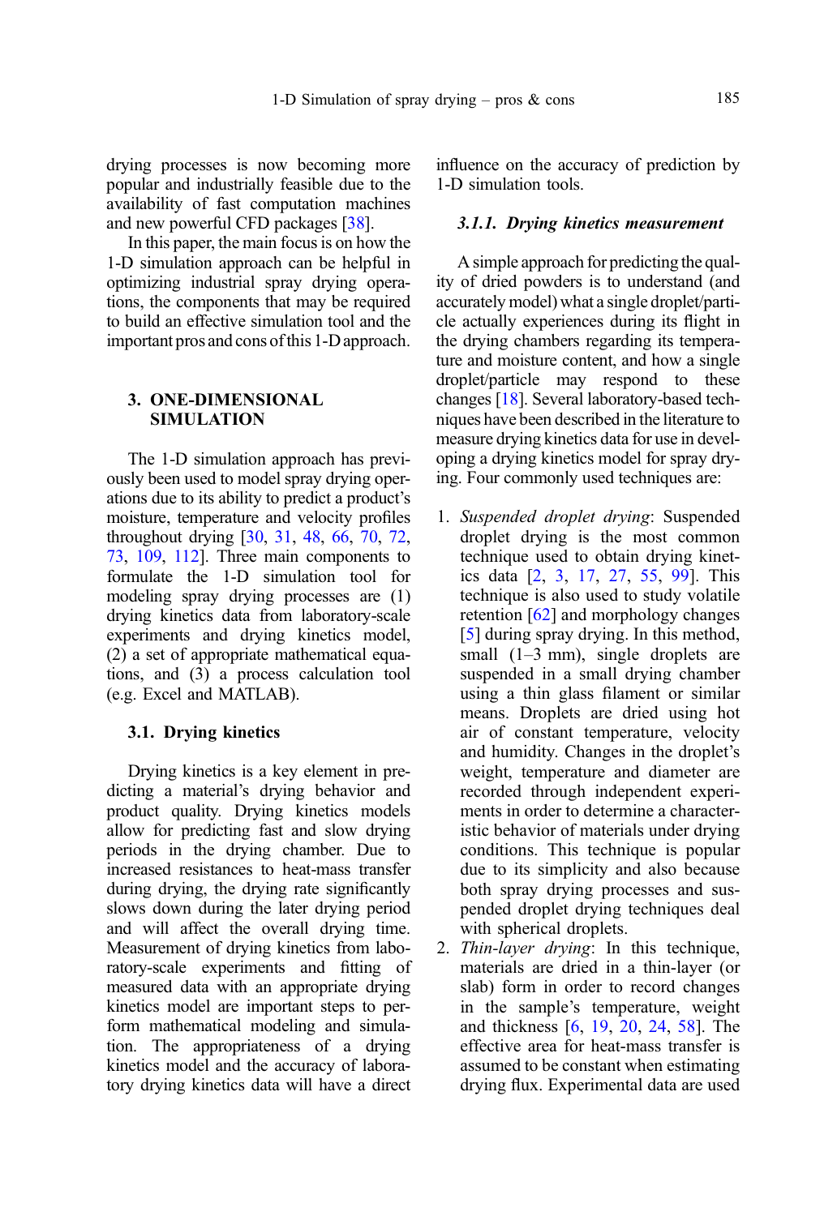drying processes is now becoming more popular and industrially feasible due to the availability of fast computation machines and new powerful CFD packages [38].

In this paper, the main focus is on how the 1-D simulation approach can be helpful in optimizing industrial spray drying operations, the components that may be required to build an effective simulation tool and the important pros and cons of this 1-D approach.

## 3. ONE-DIMENSIONAL SIMULATION

The 1-D simulation approach has previously been used to model spray drying operations due to its ability to predict a product's moisture, temperature and velocity profiles throughout drying [30, 31, 48, 66, 70, 72, 73, 109, 112]. Three main components to formulate the 1-D simulation tool for modeling spray drying processes are (1) drying kinetics data from laboratory-scale experiments and drying kinetics model, (2) a set of appropriate mathematical equations, and (3) a process calculation tool (e.g. Excel and MATLAB).

### 3.1. Drying kinetics

Drying kinetics is a key element in predicting a material's drying behavior and product quality. Drying kinetics models allow for predicting fast and slow drying periods in the drying chamber. Due to increased resistances to heat-mass transfer during drying, the drying rate significantly slows down during the later drying period and will affect the overall drying time. Measurement of drying kinetics from laboratory-scale experiments and fitting of measured data with an appropriate drying kinetics model are important steps to perform mathematical modeling and simulation. The appropriateness of a drying kinetics model and the accuracy of laboratory drying kinetics data will have a direct influence on the accuracy of prediction by 1-D simulation tools.

#### *3.1.1. Drying kinetics measurement*

A simple approach for predicting the quality of dried powders is to understand (and accurately model) what a single droplet/particle actually experiences during its flight in the drying chambers regarding its temperature and moisture content, and how a single droplet/particle may respond to these changes [18]. Several laboratory-based techniques have been described in the literature to measure drying kinetics data for use in developing a drying kinetics model for spray drying. Four commonly used techniques are:

1. *Suspended droplet drying*: Suspended droplet drying is the most common technique used to obtain drying kinetics data [2, 3, 17, 27, 55, 99]. This technique is also used to study volatile retention [62] and morphology changes [5] during spray drying. In this method, small (1–3 mm), single droplets are suspended in a small drying chamber using a thin glass filament or similar means. Droplets are dried using hot air of constant temperature, velocity and humidity. Changes in the droplet's weight, temperature and diameter are recorded through independent experiments in order to determine a characteristic behavior of materials under drying conditions. This technique is popular due to its simplicity and also because both spray drying processes and suspended droplet drying techniques deal with spherical droplets.
2. *Thin-layer drying*: In this technique, materials are dried in a thin-layer (or slab) form in order to record changes in the sample's temperature, weight and thickness [6, 19, 20, 24, 58]. The effective area for heat-mass transfer is assumed to be constant when estimating drying flux. Experimental data are used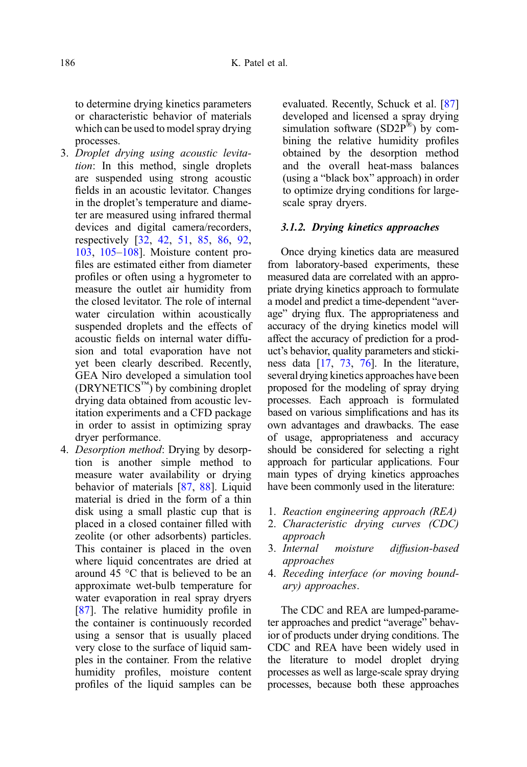to determine drying kinetics parameters or characteristic behavior of materials which can be used to model spray drying processes.

3. *Droplet drying using acoustic levitation*: In this method, single droplets are suspended using strong acoustic fields in an acoustic levitator. Changes in the droplet's temperature and diameter are measured using infrared thermal devices and digital camera/recorders, respectively [32, 42, 51, 85, 86, 92, 103, 105–108]. Moisture content profiles are estimated either from diameter profiles or often using a hygrometer to measure the outlet air humidity from the closed levitator. The role of internal water circulation within acoustically suspended droplets and the effects of acoustic fields on internal water diffusion and total evaporation have not yet been clearly described. Recently, GEA Niro developed a simulation tool (DRYNETICS™) by combining droplet drying data obtained from acoustic levitation experiments and a CFD package in order to assist in optimizing spray dryer performance.
4. *Desorption method*: Drying by desorption is another simple method to measure water availability or drying behavior of materials [87, 88]. Liquid material is dried in the form of a thin disk using a small plastic cup that is placed in a closed container filled with zeolite (or other adsorbents) particles. This container is placed in the oven where liquid concentrates are dried at around 45 °C that is believed to be an approximate wet-bulb temperature for water evaporation in real spray dryers [87]. The relative humidity profile in the container is continuously recorded using a sensor that is usually placed very close to the surface of liquid samples in the container. From the relative humidity profiles, moisture content profiles of the liquid samples can be evaluated. Recently, Schuck et al. [87] developed and licensed a spray drying simulation software (SD2P®) by combining the relative humidity profiles obtained by the desorption method and the overall heat-mass balances (using a "black box" approach) in order to optimize drying conditions for large-scale spray dryers.

### 3.1.2. Drying kinetics approaches

Once drying kinetics data are measured from laboratory-based experiments, these measured data are correlated with an appropriate drying kinetics approach to formulate a model and predict a time-dependent "average" drying flux. The appropriateness and accuracy of the drying kinetics model will affect the accuracy of prediction for a product's behavior, quality parameters and stickiness data [17, 73, 76]. In the literature, several drying kinetics approaches have been proposed for the modeling of spray drying processes. Each approach is formulated based on various simplifications and has its own advantages and drawbacks. The ease of usage, appropriateness and accuracy should be considered for selecting a right approach for particular applications. Four main types of drying kinetics approaches have been commonly used in the literature:

1. *Reaction engineering approach (REA)*
2. *Characteristic drying curves (CDC) approach*
3. *Internal moisture diffusion-based approaches*
4. *Receding interface (or moving boundary) approaches*.

The CDC and REA are lumped-parameter approaches and predict "average" behavior of products under drying conditions. The CDC and REA have been widely used in the literature to model droplet drying processes as well as large-scale spray drying processes, because both these approaches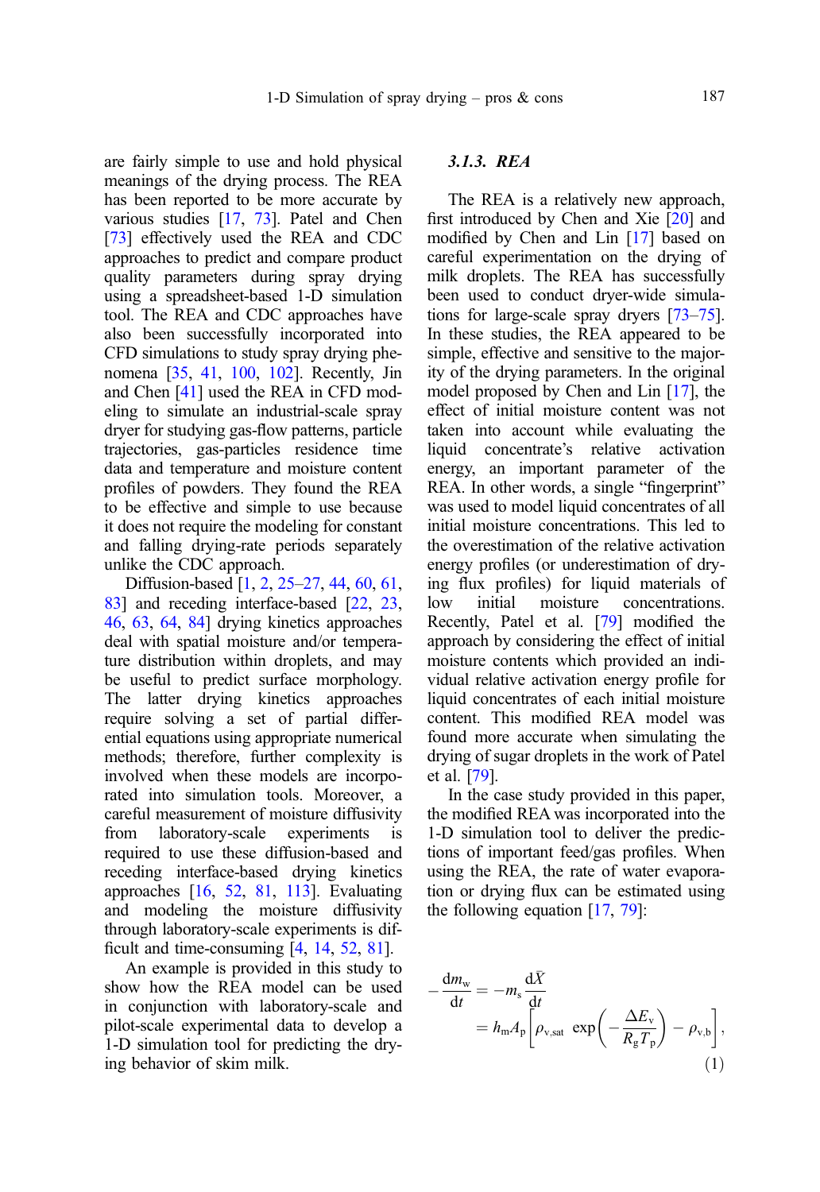are fairly simple to use and hold physical meanings of the drying process. The REA has been reported to be more accurate by various studies [17, 73]. Patel and Chen [73] effectively used the REA and CDC approaches to predict and compare product quality parameters during spray drying using a spreadsheet-based 1-D simulation tool. The REA and CDC approaches have also been successfully incorporated into CFD simulations to study spray drying phenomena [35, 41, 100, 102]. Recently, Jin and Chen [41] used the REA in CFD modeling to simulate an industrial-scale spray dryer for studying gas-flow patterns, particle trajectories, gas-particles residence time data and temperature and moisture content profiles of powders. They found the REA to be effective and simple to use because it does not require the modeling for constant and falling drying-rate periods separately unlike the CDC approach.

Diffusion-based [1, 2, 25–27, 44, 60, 61, 83] and receding interface-based [22, 23, 46, 63, 64, 84] drying kinetics approaches deal with spatial moisture and/or temperature distribution within droplets, and may be useful to predict surface morphology. The latter drying kinetics approaches require solving a set of partial differential equations using appropriate numerical methods; therefore, further complexity is involved when these models are incorporated into simulation tools. Moreover, a careful measurement of moisture diffusivity from laboratory-scale experiments is required to use these diffusion-based and receding interface-based drying kinetics approaches [16, 52, 81, 113]. Evaluating and modeling the moisture diffusivity through laboratory-scale experiments is difficult and time-consuming [4, 14, 52, 81].

An example is provided in this study to show how the REA model can be used in conjunction with laboratory-scale and pilot-scale experimental data to develop a 1-D simulation tool for predicting the drying behavior of skim milk.

### 3.1.3. REA

The REA is a relatively new approach, first introduced by Chen and Xie [20] and modified by Chen and Lin [17] based on careful experimentation on the drying of milk droplets. The REA has successfully been used to conduct dryer-wide simulations for large-scale spray dryers [73–75]. In these studies, the REA appeared to be simple, effective and sensitive to the majority of the drying parameters. In the original model proposed by Chen and Lin [17], the effect of initial moisture content was not taken into account while evaluating the liquid concentrate's relative activation energy, an important parameter of the REA. In other words, a single "fingerprint" was used to model liquid concentrates of all initial moisture concentrations. This led to the overestimation of the relative activation energy profiles (or underestimation of drying flux profiles) for liquid materials of low initial moisture concentrations. Recently, Patel et al. [79] modified the approach by considering the effect of initial moisture contents which provided an individual relative activation energy profile for liquid concentrates of each initial moisture content. This modified REA model was found more accurate when simulating the drying of sugar droplets in the work of Patel et al. [79].

In the case study provided in this paper, the modified REA was incorporated into the 1-D simulation tool to deliver the predictions of important feed/gas profiles. When using the REA, the rate of water evaporation or drying flux can be estimated using the following equation [17, 79]:

$$-\frac{\mathrm{d}m_{\mathrm{w}}}{\mathrm{d}t} = -m_{\mathrm{s}}\frac{\mathrm{d}\bar{X}}{\mathrm{d}t} = h_{\mathrm{m}}A_{\mathrm{p}}\left[\rho_{\mathrm{v,sat}}\ \exp\left(-\frac{\Delta E_{\mathrm{v}}}{R_{\mathrm{g}}T_{\mathrm{p}}}\right) - \rho_{\mathrm{v,b}}\right], \tag{1}$$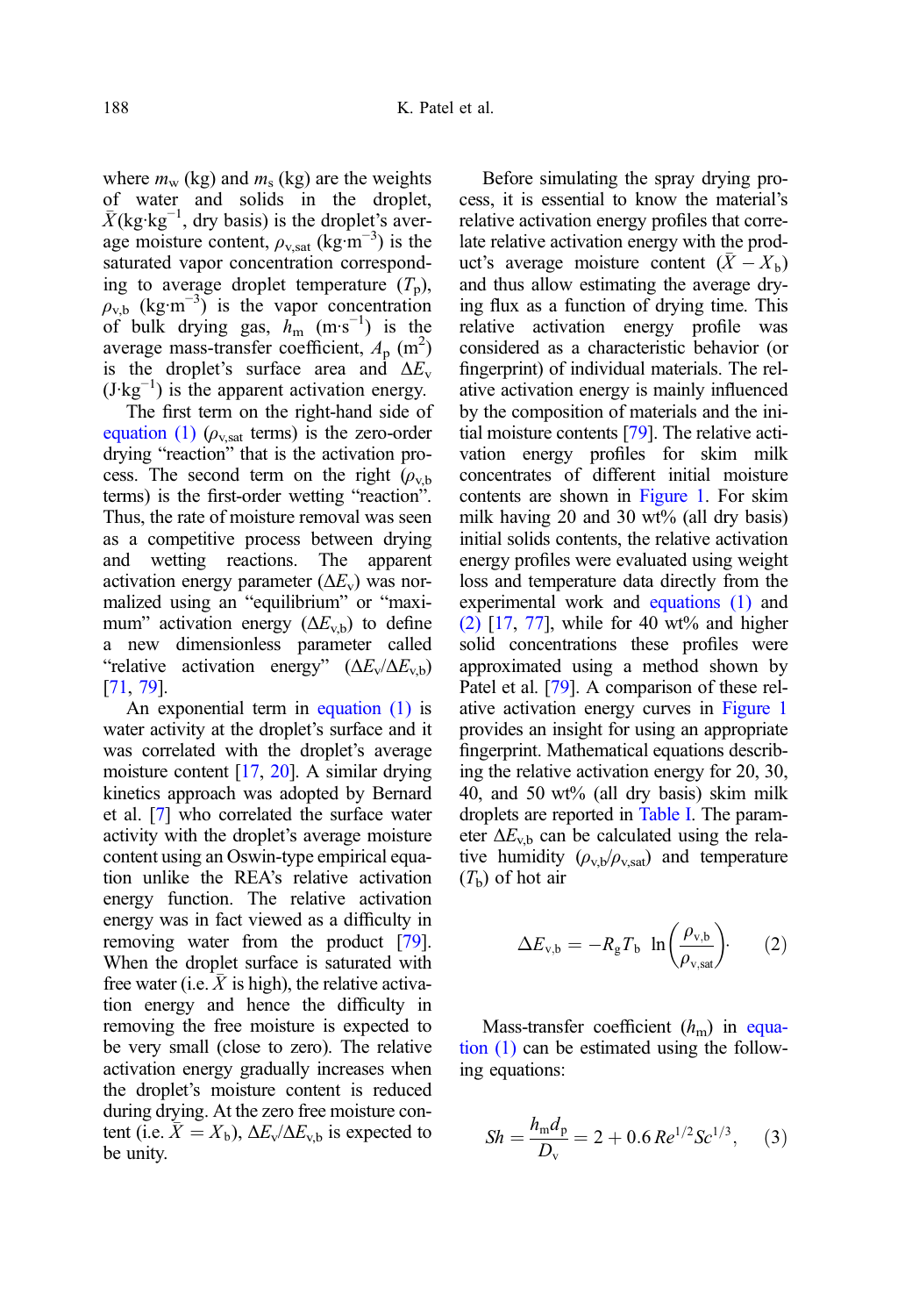where $m_w$ (kg) and $m_s$ (kg) are the weights of water and solids in the droplet, $\bar{X}$(kg·kg$^{-1}$, dry basis) is the droplet's average moisture content, $\rho_{v,sat}$ (kg·m$^{-3}$) is the saturated vapor concentration corresponding to average droplet temperature ($T_p$), $\rho_{v,b}$ (kg·m$^{-3}$) is the vapor concentration of bulk drying gas, $h_m$ (m·s$^{-1}$) is the average mass-transfer coefficient, $A_p$ (m$^2$) is the droplet's surface area and $\Delta E_v$ (J·kg$^{-1}$) is the apparent activation energy.

The first term on the right-hand side of equation (1) ($\rho_{v,sat}$ terms) is the zero-order drying "reaction" that is the activation process. The second term on the right ($\rho_{v,b}$ terms) is the first-order wetting "reaction". Thus, the rate of moisture removal was seen as a competitive process between drying and wetting reactions. The apparent activation energy parameter ($\Delta E_v$) was normalized using an "equilibrium" or "maximum" activation energy ($\Delta E_{v,b}$) to define a new dimensionless parameter called "relative activation energy" ($\Delta E_v/\Delta E_{v,b}$) [71, 79].

An exponential term in equation (1) is water activity at the droplet's surface and it was correlated with the droplet's average moisture content [17, 20]. A similar drying kinetics approach was adopted by Bernard et al. [7] who correlated the surface water activity with the droplet's average moisture content using an Oswin-type empirical equation unlike the REA's relative activation energy function. The relative activation energy was in fact viewed as a difficulty in removing water from the product [79]. When the droplet surface is saturated with free water (i.e. $\bar{X}$ is high), the relative activation energy and hence the difficulty in removing the free moisture is expected to be very small (close to zero). The relative activation energy gradually increases when the droplet's moisture content is reduced during drying. At the zero free moisture content (i.e. $\bar{X} = X_b$), $\Delta E_v/\Delta E_{v,b}$ is expected to be unity.

Before simulating the spray drying process, it is essential to know the material's relative activation energy profiles that correlate relative activation energy with the product's average moisture content ($\bar{X} - X_b$) and thus allow estimating the average drying flux as a function of drying time. This relative activation energy profile was considered as a characteristic behavior (or fingerprint) of individual materials. The relative activation energy is mainly influenced by the composition of materials and the initial moisture contents [79]. The relative activation energy profiles for skim milk concentrates of different initial moisture contents are shown in Figure 1. For skim milk having 20 and 30 wt% (all dry basis) initial solids contents, the relative activation energy profiles were evaluated using weight loss and temperature data directly from the experimental work and equations (1) and (2) [17, 77], while for 40 wt% and higher solid concentrations these profiles were approximated using a method shown by Patel et al. [79]. A comparison of these relative activation energy curves in Figure 1 provides an insight for using an appropriate fingerprint. Mathematical equations describing the relative activation energy for 20, 30, 40, and 50 wt% (all dry basis) skim milk droplets are reported in Table I. The parameter $\Delta E_{v,b}$ can be calculated using the relative humidity ($\rho_{v,b}/\rho_{v,sat}$) and temperature ($T_b$) of hot air

$$\Delta E_{v,b} = -R_g T_b \ \ln\left(\frac{\rho_{v,b}}{\rho_{v,sat}}\right). \tag{2}$$

Mass-transfer coefficient ($h_m$) in equation (1) can be estimated using the following equations:

$$Sh = \frac{h_m d_p}{D_v} = 2 + 0.6\,Re^{1/2} Sc^{1/3}, \tag{3}$$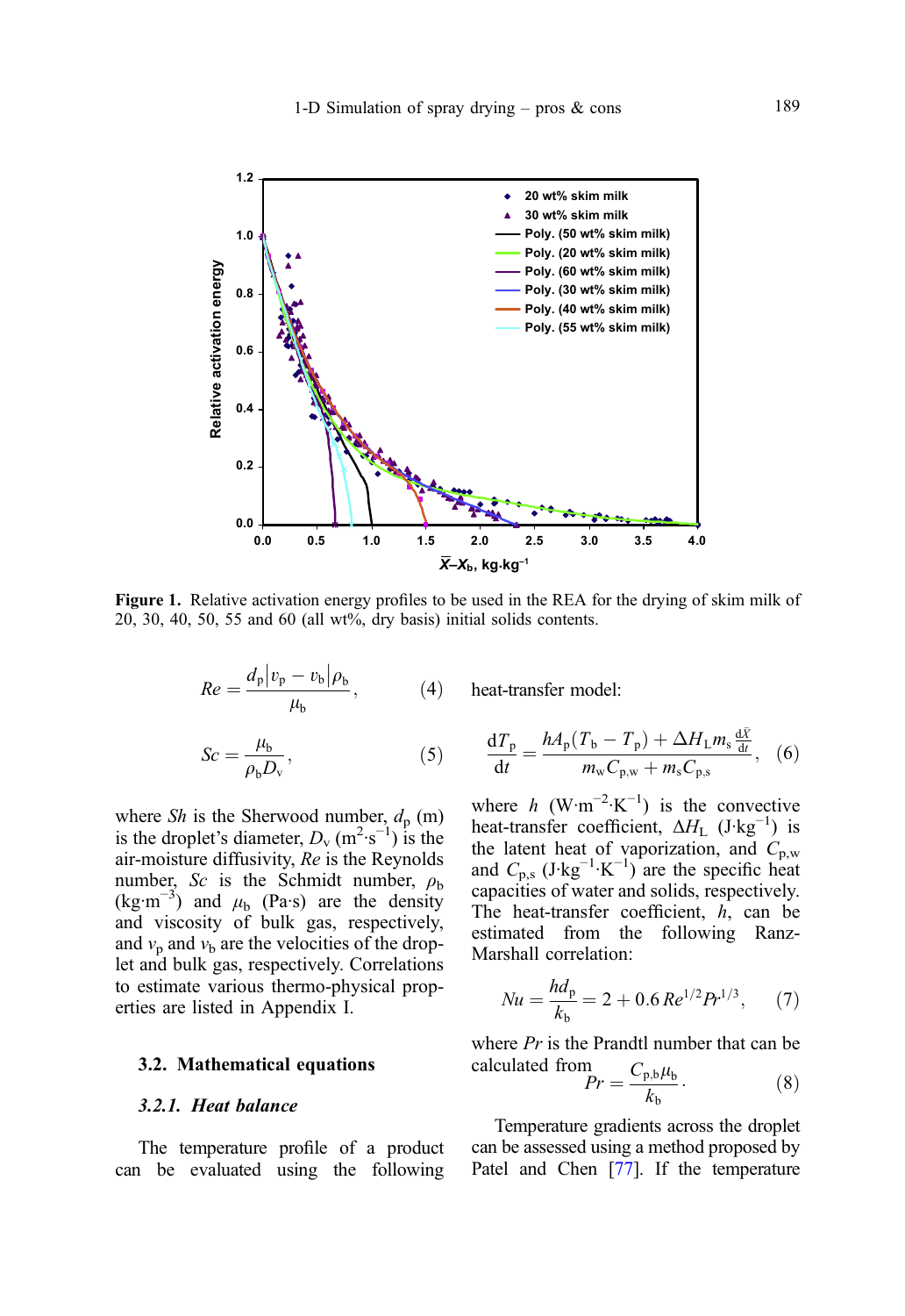Figure 1. Relative activation energy profiles to be used in the REA for the drying of skim milk of 20, 30, 40, 50, 55 and 60 (all wt%, dry basis) initial solids contents.

$$Re = \frac{d_p |v_p - v_b| \rho_b}{\mu_b}, \quad (4)$$

$$Sc = \frac{\mu_b}{\rho_b D_v}, \quad (5)$$

where $Sh$ is the Sherwood number, $d_p$ (m) is the droplet's diameter, $D_v$ ($m^2 \cdot s^{-1}$) is the air-moisture diffusivity, $Re$ is the Reynolds number, $Sc$ is the Schmidt number, $\rho_b$ ($kg \cdot m^{-3}$) and $\mu_b$ (Pa·s) are the density and viscosity of bulk gas, respectively, and $v_p$ and $v_b$ are the velocities of the droplet and bulk gas, respectively. Correlations to estimate various thermo-physical properties are listed in Appendix I.

### 3.2. Mathematical equations

#### 3.2.1. Heat balance

The temperature profile of a product can be evaluated using the following heat-transfer model:

$$\frac{dT_p}{dt} = \frac{hA_p(T_b - T_p) + \Delta H_L m_s \frac{d\bar{X}}{dt}}{m_w C_{p,w} + m_s C_{p,s}}, \quad (6)$$

where $h$ ($W \cdot m^{-2} \cdot K^{-1}$) is the convective heat-transfer coefficient, $\Delta H_L$ ($J \cdot kg^{-1}$) is the latent heat of vaporization, and $C_{p,w}$ and $C_{p,s}$ ($J \cdot kg^{-1} \cdot K^{-1}$) are the specific heat capacities of water and solids, respectively. The heat-transfer coefficient, $h$, can be estimated from the following Ranz-Marshall correlation:

$$Nu = \frac{hd_p}{k_b} = 2 + 0.6\,Re^{1/2} Pr^{1/3}, \quad (7)$$

where $Pr$ is the Prandtl number that can be calculated from

$$Pr = \frac{C_{p,b}\mu_b}{k_b}. \quad (8)$$

Temperature gradients across the droplet can be assessed using a method proposed by Patel and Chen [77]. If the temperature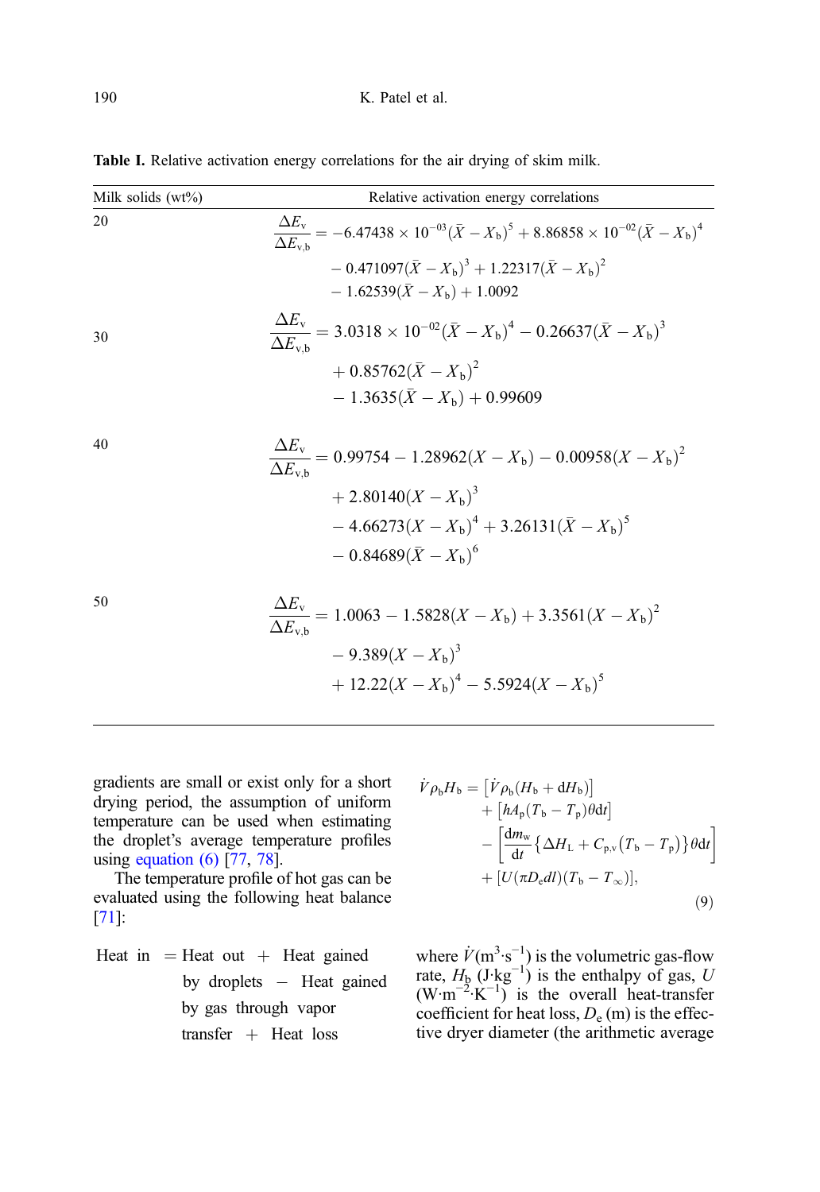**Table I.** Relative activation energy correlations for the air drying of skim milk.

| Milk solids (wt%) | Relative activation energy correlations |
|---|---|
| 20 | $\dfrac{\Delta E_v}{\Delta E_{v,b}} = -6.47438 \times 10^{-03}(\bar{X} - X_b)^5 + 8.86858 \times 10^{-02}(\bar{X} - X_b)^4 - 0.471097(\bar{X} - X_b)^3 + 1.22317(\bar{X} - X_b)^2 - 1.62539(\bar{X} - X_b) + 1.0092$ |
| 30 | $\dfrac{\Delta E_v}{\Delta E_{v,b}} = 3.0318 \times 10^{-02}(\bar{X} - X_b)^4 - 0.26637(\bar{X} - X_b)^3 + 0.85762(\bar{X} - X_b)^2 - 1.3635(\bar{X} - X_b) + 0.99609$ |
| 40 | $\dfrac{\Delta E_v}{\Delta E_{v,b}} = 0.99754 - 1.28962(X - X_b) - 0.00958(X - X_b)^2 + 2.80140(X - X_b)^3 - 4.66273(X - X_b)^4 + 3.26131(\bar{X} - X_b)^5 - 0.84689(\bar{X} - X_b)^6$ |
| 50 | $\dfrac{\Delta E_v}{\Delta E_{v,b}} = 1.0063 - 1.5828(X - X_b) + 3.3561(X - X_b)^2 - 9.389(X - X_b)^3 + 12.22(X - X_b)^4 - 5.5924(X - X_b)^5$ |

gradients are small or exist only for a short drying period, the assumption of uniform temperature can be used when estimating the droplet's average temperature profiles using equation (6) [77, 78].

The temperature profile of hot gas can be evaluated using the following heat balance [71]:

Heat in = Heat out + Heat gained by droplets − Heat gained by gas through vapor transfer + Heat loss

$$\begin{aligned}\dot{V}\rho_b H_b = {} & \left[\dot{V}\rho_b(H_b + \mathrm{d}H_b)\right] \\ & + \left[hA_p(T_b - T_p)\theta \mathrm{d}t\right] \\ & - \left[\frac{\mathrm{d}m_w}{\mathrm{d}t}\left\{\Delta H_L + C_{p,v}\left(T_b - T_p\right)\right\}\theta \mathrm{d}t\right] \\ & + \left[U(\pi D_e dl)(T_b - T_\infty)\right],\end{aligned} \tag{9}$$

where $\dot{V}$($m^3 \cdot s^{-1}$) is the volumetric gas-flow rate, $H_b$ ($J \cdot kg^{-1}$) is the enthalpy of gas, $U$ ($W \cdot m^{-2} \cdot K^{-1}$) is the overall heat-transfer coefficient for heat loss, $D_e$ (m) is the effective dryer diameter (the arithmetic average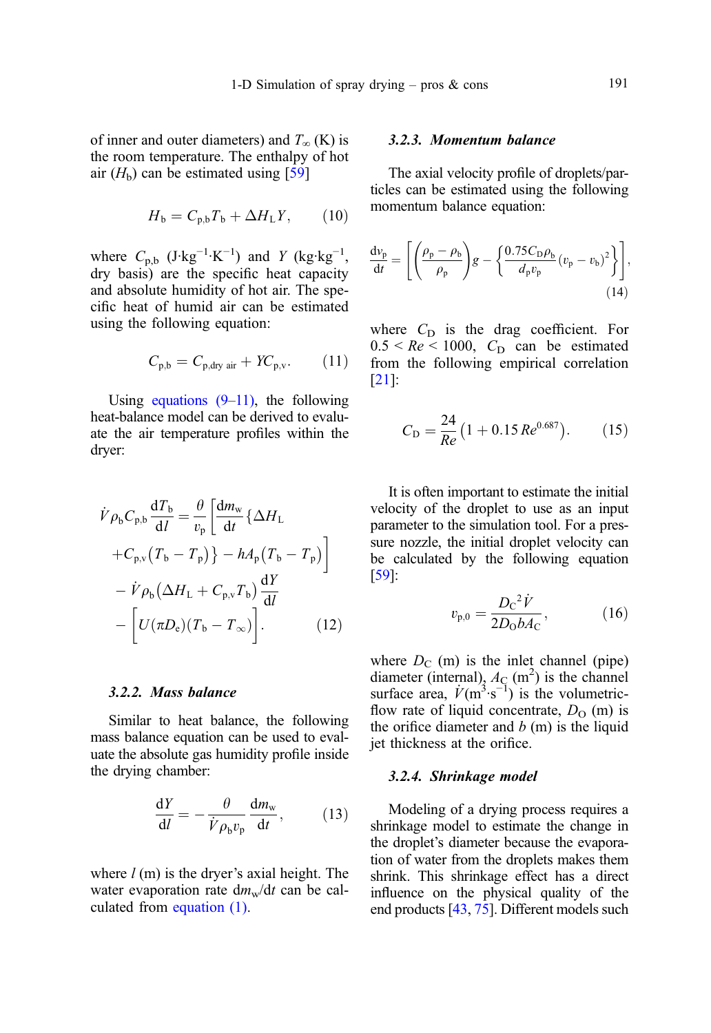of inner and outer diameters) and $T_\infty$ (K) is the room temperature. The enthalpy of hot air ($H_b$) can be estimated using [59]

$$H_{\mathrm{b}} = C_{\mathrm{p,b}} T_{\mathrm{b}} + \Delta H_{\mathrm{L}} Y, \qquad (10)$$

where $C_{\mathrm{p,b}}$ ($\mathrm{J{\cdot}kg^{-1}{\cdot}K^{-1}}$) and $Y$ ($\mathrm{kg{\cdot}kg^{-1}}$, dry basis) are the specific heat capacity and absolute humidity of hot air. The specific heat of humid air can be estimated using the following equation:

$$C_{\mathrm{p,b}} = C_{\mathrm{p,dry\ air}} + Y C_{\mathrm{p,v}}. \qquad (11)$$

Using equations (9–11), the following heat-balance model can be derived to evaluate the air temperature profiles within the dryer:

$$\dot{V}\rho_{\mathrm{b}} C_{\mathrm{p,b}} \frac{\mathrm{d}T_{\mathrm{b}}}{\mathrm{d}l} = \frac{\theta}{v_{\mathrm{p}}}\left[\frac{\mathrm{d}m_{\mathrm{w}}}{\mathrm{d}t}\left\{\Delta H_{\mathrm{L}} + C_{\mathrm{p,v}}\left(T_{\mathrm{b}} - T_{\mathrm{p}}\right)\right\} - hA_{\mathrm{p}}\left(T_{\mathrm{b}} - T_{\mathrm{p}}\right)\right] - \dot{V}\rho_{\mathrm{b}}\left(\Delta H_{\mathrm{L}} + C_{\mathrm{p,v}} T_{\mathrm{b}}\right)\frac{\mathrm{d}Y}{\mathrm{d}l} - \left[U(\pi D_{\mathrm{e}})(T_{\mathrm{b}} - T_\infty)\right]. \qquad (12)$$

### 3.2.2. Mass balance

Similar to heat balance, the following mass balance equation can be used to evaluate the absolute gas humidity profile inside the drying chamber:

$$\frac{\mathrm{d}Y}{\mathrm{d}l} = -\frac{\theta}{\dot{V}\rho_{\mathrm{b}} v_{\mathrm{p}}}\frac{\mathrm{d}m_{\mathrm{w}}}{\mathrm{d}t}, \qquad (13)$$

where $l$ (m) is the dryer's axial height. The water evaporation rate $\mathrm{d}m_{\mathrm{w}}/\mathrm{d}t$ can be calculated from equation (1).

### 3.2.3. Momentum balance

The axial velocity profile of droplets/particles can be estimated using the following momentum balance equation:

$$\frac{\mathrm{d}v_{\mathrm{p}}}{\mathrm{d}t} = \left[\left(\frac{\rho_{\mathrm{p}} - \rho_{\mathrm{b}}}{\rho_{\mathrm{p}}}\right)g - \left\{\frac{0.75 C_{\mathrm{D}} \rho_{\mathrm{b}}}{d_{\mathrm{p}} v_{\mathrm{p}}}\left(v_{\mathrm{p}} - v_{\mathrm{b}}\right)^2\right\}\right], \qquad (14)$$

where $C_{\mathrm{D}}$ is the drag coefficient. For $0.5 < Re < 1000$, $C_{\mathrm{D}}$ can be estimated from the following empirical correlation [21]:

$$C_{\mathrm{D}} = \frac{24}{Re}\left(1 + 0.15\,Re^{0.687}\right). \qquad (15)$$

It is often important to estimate the initial velocity of the droplet to use as an input parameter to the simulation tool. For a pressure nozzle, the initial droplet velocity can be calculated by the following equation [59]:

$$v_{\mathrm{p,0}} = \frac{D_{\mathrm{C}}{}^2 \dot{V}}{2 D_{\mathrm{O}} b A_{\mathrm{C}}}, \qquad (16)$$

where $D_{\mathrm{C}}$ (m) is the inlet channel (pipe) diameter (internal), $A_{\mathrm{C}}$ ($\mathrm{m^2}$) is the channel surface area, $\dot{V}$ ($\mathrm{m^3{\cdot}s^{-1}}$) is the volumetric-flow rate of liquid concentrate, $D_{\mathrm{O}}$ (m) is the orifice diameter and $b$ (m) is the liquid jet thickness at the orifice.

### 3.2.4. Shrinkage model

Modeling of a drying process requires a shrinkage model to estimate the change in the droplet's diameter because the evaporation of water from the droplets makes them shrink. This shrinkage effect has a direct influence on the physical quality of the end products [43, 75]. Different models such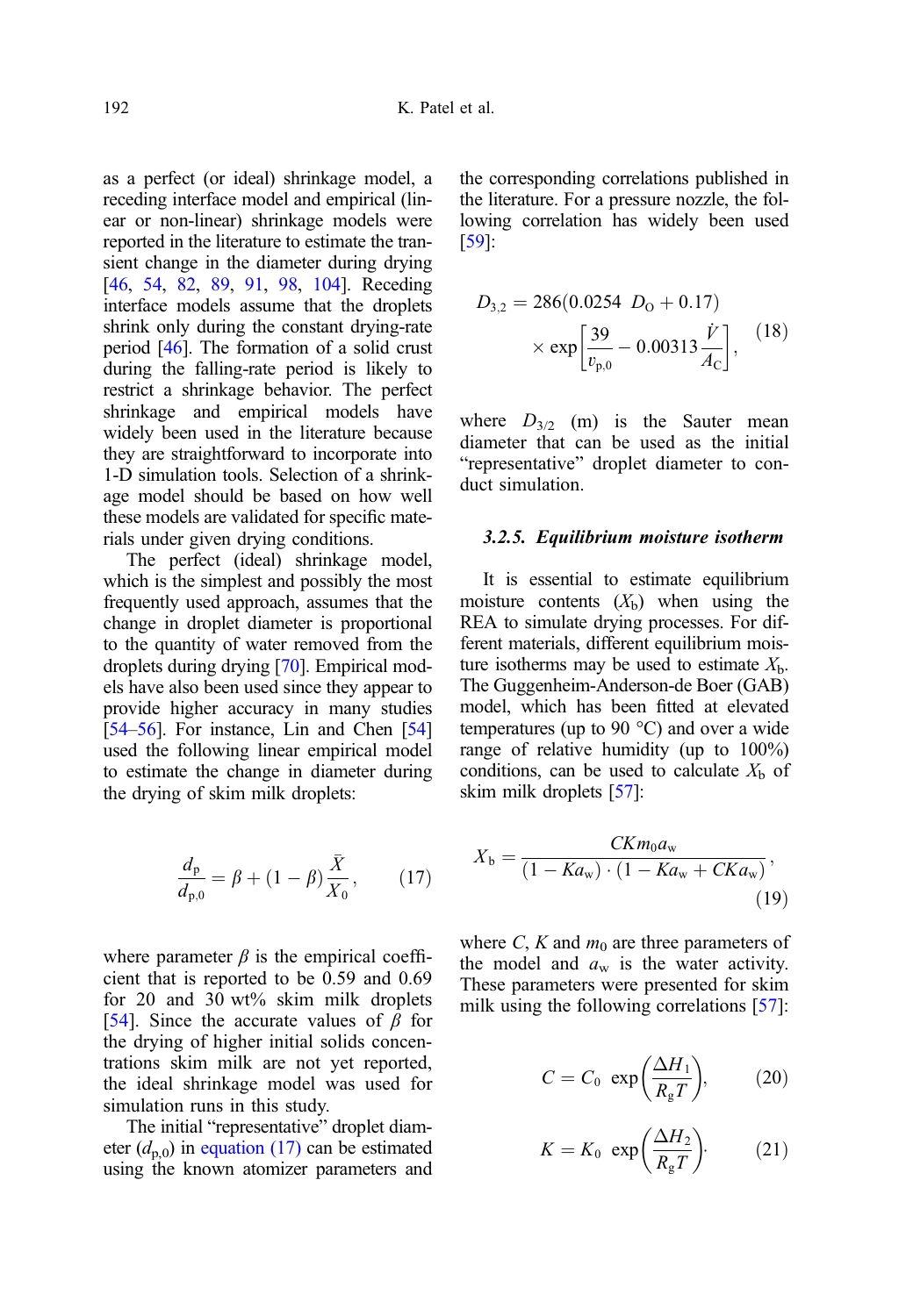as a perfect (or ideal) shrinkage model, a receding interface model and empirical (linear or non-linear) shrinkage models were reported in the literature to estimate the transient change in the diameter during drying [46, 54, 82, 89, 91, 98, 104]. Receding interface models assume that the droplets shrink only during the constant drying-rate period [46]. The formation of a solid crust during the falling-rate period is likely to restrict a shrinkage behavior. The perfect shrinkage and empirical models have widely been used in the literature because they are straightforward to incorporate into 1-D simulation tools. Selection of a shrinkage model should be based on how well these models are validated for specific materials under given drying conditions.

The perfect (ideal) shrinkage model, which is the simplest and possibly the most frequently used approach, assumes that the change in droplet diameter is proportional to the quantity of water removed from the droplets during drying [70]. Empirical models have also been used since they appear to provide higher accuracy in many studies [54–56]. For instance, Lin and Chen [54] used the following linear empirical model to estimate the change in diameter during the drying of skim milk droplets:

$$\frac{d_{\text{p}}}{d_{\text{p},0}} = \beta + (1-\beta)\frac{\bar{X}}{X_0}, \tag{17}$$

where parameter $\beta$ is the empirical coefficient that is reported to be 0.59 and 0.69 for 20 and 30 wt% skim milk droplets [54]. Since the accurate values of $\beta$ for the drying of higher initial solids concentrations skim milk are not yet reported, the ideal shrinkage model was used for simulation runs in this study.

The initial "representative" droplet diameter ($d_{\text{p},0}$) in equation (17) can be estimated using the known atomizer parameters and the corresponding correlations published in the literature. For a pressure nozzle, the following correlation has widely been used [59]:

$$D_{3,2} = 286(0.0254\ D_{\text{O}} + 0.17) \times \exp\left[\frac{39}{v_{\text{p},0}} - 0.00313\frac{\dot{V}}{A_{\text{C}}}\right], \tag{18}$$

where $D_{3/2}$ (m) is the Sauter mean diameter that can be used as the initial "representative" droplet diameter to conduct simulation.

### 3.2.5. Equilibrium moisture isotherm

It is essential to estimate equilibrium moisture contents ($X_{\text{b}}$) when using the REA to simulate drying processes. For different materials, different equilibrium moisture isotherms may be used to estimate $X_{\text{b}}$. The Guggenheim-Anderson-de Boer (GAB) model, which has been fitted at elevated temperatures (up to 90 °C) and over a wide range of relative humidity (up to 100%) conditions, can be used to calculate $X_{\text{b}}$ of skim milk droplets [57]:

$$X_{\text{b}} = \frac{CKm_0a_{\text{w}}}{(1-Ka_{\text{w}})\cdot(1-Ka_{\text{w}}+CKa_{\text{w}})}, \tag{19}$$

where $C$, $K$ and $m_0$ are three parameters of the model and $a_{\text{w}}$ is the water activity. These parameters were presented for skim milk using the following correlations [57]:

$$C = C_0\ \exp\left(\frac{\Delta H_1}{R_{\text{g}}T}\right), \tag{20}$$

$$K = K_0\ \exp\left(\frac{\Delta H_2}{R_{\text{g}}T}\right). \tag{21}$$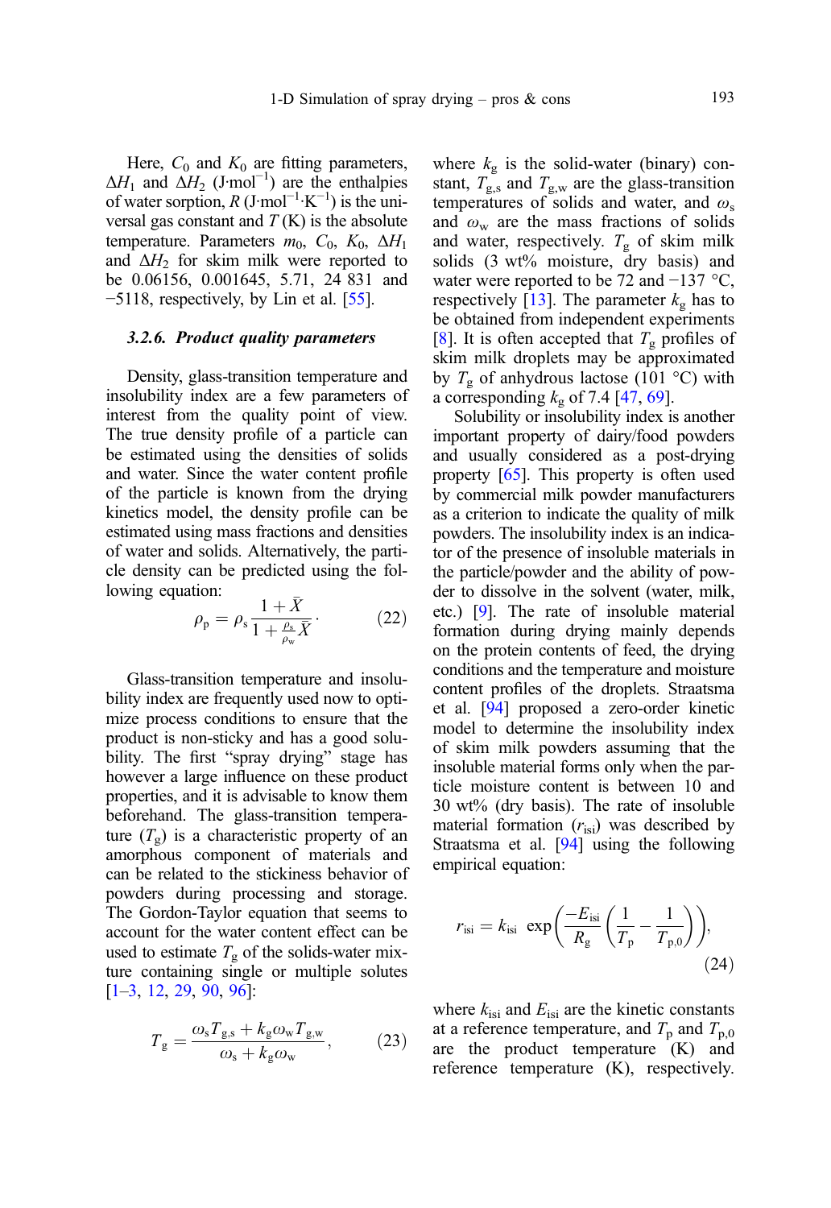Here, $C_0$ and $K_0$ are fitting parameters, $\Delta H_1$ and $\Delta H_2$ (J·mol$^{-1}$) are the enthalpies of water sorption, $R$ (J·mol$^{-1}$·K$^{-1}$) is the universal gas constant and $T$ (K) is the absolute temperature. Parameters $m_0$, $C_0$, $K_0$, $\Delta H_1$ and $\Delta H_2$ for skim milk were reported to be 0.06156, 0.001645, 5.71, 24 831 and −5118, respectively, by Lin et al. [55].

### 3.2.6. *Product quality parameters*

Density, glass-transition temperature and insolubility index are a few parameters of interest from the quality point of view. The true density profile of a particle can be estimated using the densities of solids and water. Since the water content profile of the particle is known from the drying kinetics model, the density profile can be estimated using mass fractions and densities of water and solids. Alternatively, the particle density can be predicted using the following equation:

$$\rho_p = \rho_s \frac{1 + \bar{X}}{1 + \frac{\rho_s}{\rho_w}\bar{X}}. \qquad (22)$$

Glass-transition temperature and insolubility index are frequently used now to optimize process conditions to ensure that the product is non-sticky and has a good solubility. The first "spray drying" stage has however a large influence on these product properties, and it is advisable to know them beforehand. The glass-transition temperature ($T_g$) is a characteristic property of an amorphous component of materials and can be related to the stickiness behavior of powders during processing and storage. The Gordon-Taylor equation that seems to account for the water content effect can be used to estimate $T_g$ of the solids-water mixture containing single or multiple solutes [1–3, 12, 29, 90, 96]:

$$T_g = \frac{\omega_s T_{g,s} + k_g \omega_w T_{g,w}}{\omega_s + k_g \omega_w}, \qquad (23)$$

where $k_g$ is the solid-water (binary) constant, $T_{g,s}$ and $T_{g,w}$ are the glass-transition temperatures of solids and water, and $\omega_s$ and $\omega_w$ are the mass fractions of solids and water, respectively. $T_g$ of skim milk solids (3 wt% moisture, dry basis) and water were reported to be 72 and −137 °C, respectively [13]. The parameter $k_g$ has to be obtained from independent experiments [8]. It is often accepted that $T_g$ profiles of skim milk droplets may be approximated by $T_g$ of anhydrous lactose (101 °C) with a corresponding $k_g$ of 7.4 [47, 69].

Solubility or insolubility index is another important property of dairy/food powders and usually considered as a post-drying property [65]. This property is often used by commercial milk powder manufacturers as a criterion to indicate the quality of milk powders. The insolubility index is an indicator of the presence of insoluble materials in the particle/powder and the ability of powder to dissolve in the solvent (water, milk, etc.) [9]. The rate of insoluble material formation during drying mainly depends on the protein contents of feed, the drying conditions and the temperature and moisture content profiles of the droplets. Straatsma et al. [94] proposed a zero-order kinetic model to determine the insolubility index of skim milk powders assuming that the insoluble material forms only when the particle moisture content is between 10 and 30 wt% (dry basis). The rate of insoluble material formation ($r_{isi}$) was described by Straatsma et al. [94] using the following empirical equation:

$$r_{isi} = k_{isi} \; \exp\left(\frac{-E_{isi}}{R_g}\left(\frac{1}{T_p} - \frac{1}{T_{p,0}}\right)\right), \qquad (24)$$

where $k_{isi}$ and $E_{isi}$ are the kinetic constants at a reference temperature, and $T_p$ and $T_{p,0}$ are the product temperature (K) and reference temperature (K), respectively.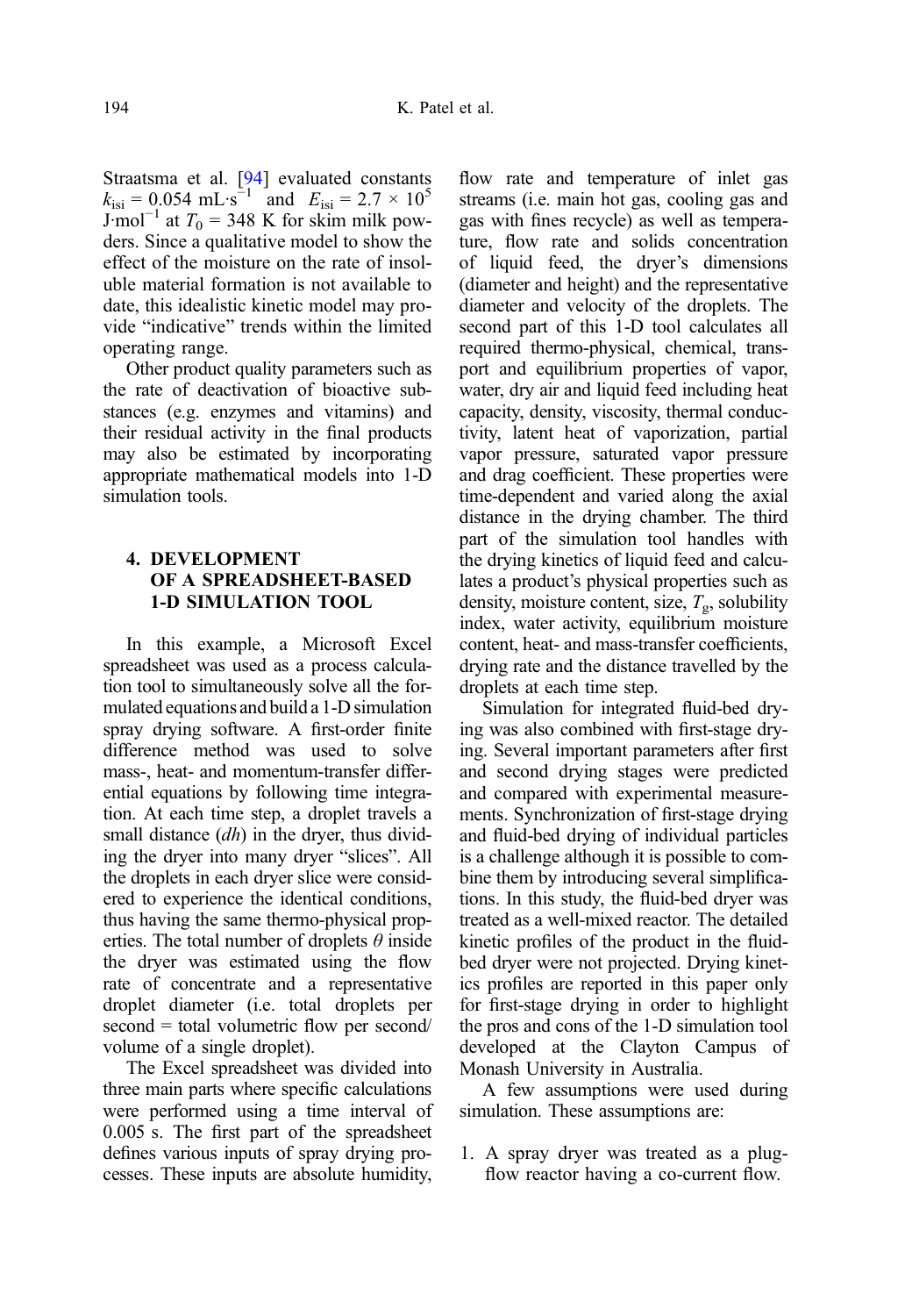Straatsma et al. [94] evaluated constants $k_{isi} = 0.054$ mL·s$^{-1}$ and $E_{isi} = 2.7 \times 10^5$ J·mol$^{-1}$ at $T_0 = 348$ K for skim milk powders. Since a qualitative model to show the effect of the moisture on the rate of insoluble material formation is not available to date, this idealistic kinetic model may provide "indicative" trends within the limited operating range.

Other product quality parameters such as the rate of deactivation of bioactive substances (e.g. enzymes and vitamins) and their residual activity in the final products may also be estimated by incorporating appropriate mathematical models into 1-D simulation tools.

## 4. DEVELOPMENT OF A SPREADSHEET-BASED 1-D SIMULATION TOOL

In this example, a Microsoft Excel spreadsheet was used as a process calculation tool to simultaneously solve all the formulated equations and build a 1-D simulation spray drying software. A first-order finite difference method was used to solve mass-, heat- and momentum-transfer differential equations by following time integration. At each time step, a droplet travels a small distance ($dh$) in the dryer, thus dividing the dryer into many dryer "slices". All the droplets in each dryer slice were considered to experience the identical conditions, thus having the same thermo-physical properties. The total number of droplets $\theta$ inside the dryer was estimated using the flow rate of concentrate and a representative droplet diameter (i.e. total droplets per second = total volumetric flow per second/volume of a single droplet).

The Excel spreadsheet was divided into three main parts where specific calculations were performed using a time interval of 0.005 s. The first part of the spreadsheet defines various inputs of spray drying processes. These inputs are absolute humidity, flow rate and temperature of inlet gas streams (i.e. main hot gas, cooling gas and gas with fines recycle) as well as temperature, flow rate and solids concentration of liquid feed, the dryer's dimensions (diameter and height) and the representative diameter and velocity of the droplets. The second part of this 1-D tool calculates all required thermo-physical, chemical, transport and equilibrium properties of vapor, water, dry air and liquid feed including heat capacity, density, viscosity, thermal conductivity, latent heat of vaporization, partial vapor pressure, saturated vapor pressure and drag coefficient. These properties were time-dependent and varied along the axial distance in the drying chamber. The third part of the simulation tool handles with the drying kinetics of liquid feed and calculates a product's physical properties such as density, moisture content, size, $T_g$, solubility index, water activity, equilibrium moisture content, heat- and mass-transfer coefficients, drying rate and the distance travelled by the droplets at each time step.

Simulation for integrated fluid-bed drying was also combined with first-stage drying. Several important parameters after first and second drying stages were predicted and compared with experimental measurements. Synchronization of first-stage drying and fluid-bed drying of individual particles is a challenge although it is possible to combine them by introducing several simplifications. In this study, the fluid-bed dryer was treated as a well-mixed reactor. The detailed kinetic profiles of the product in the fluid-bed dryer were not projected. Drying kinetics profiles are reported in this paper only for first-stage drying in order to highlight the pros and cons of the 1-D simulation tool developed at the Clayton Campus of Monash University in Australia.

A few assumptions were used during simulation. These assumptions are:

1. A spray dryer was treated as a plug-flow reactor having a co-current flow.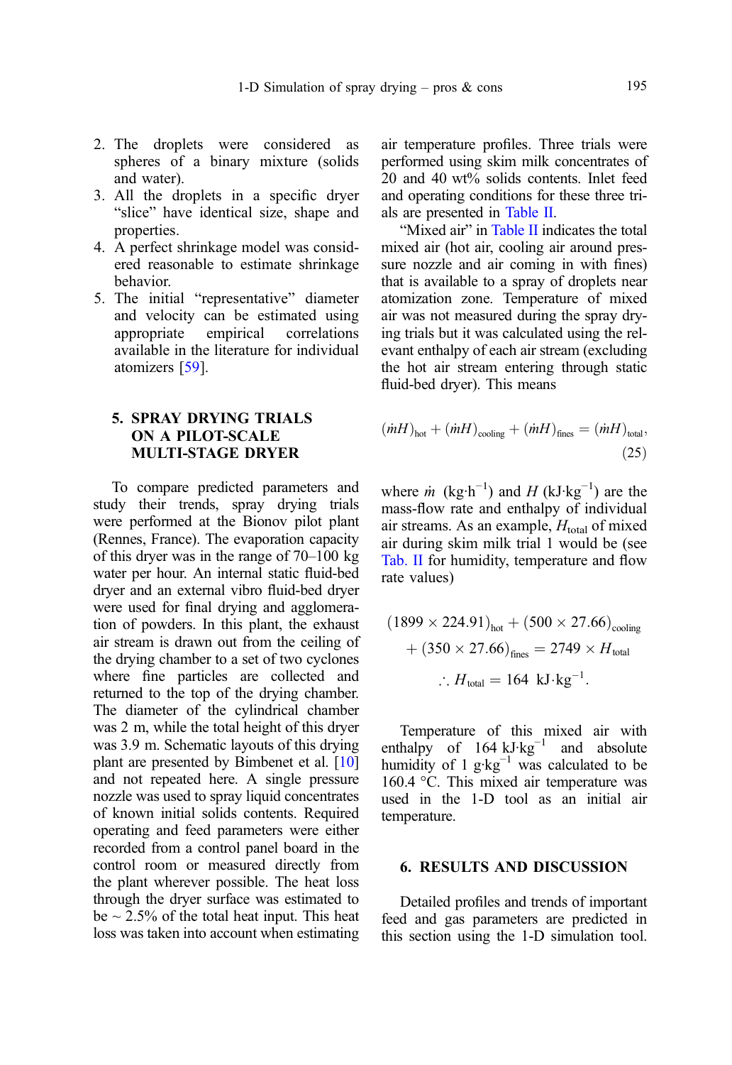2. The droplets were considered as spheres of a binary mixture (solids and water).
3. All the droplets in a specific dryer "slice" have identical size, shape and properties.
4. A perfect shrinkage model was considered reasonable to estimate shrinkage behavior.
5. The initial "representative" diameter and velocity can be estimated using appropriate empirical correlations available in the literature for individual atomizers [59].

## 5. SPRAY DRYING TRIALS ON A PILOT-SCALE MULTI-STAGE DRYER

To compare predicted parameters and study their trends, spray drying trials were performed at the Bionov pilot plant (Rennes, France). The evaporation capacity of this dryer was in the range of 70–100 kg water per hour. An internal static fluid-bed dryer and an external vibro fluid-bed dryer were used for final drying and agglomeration of powders. In this plant, the exhaust air stream is drawn out from the ceiling of the drying chamber to a set of two cyclones where fine particles are collected and returned to the top of the drying chamber. The diameter of the cylindrical chamber was 2 m, while the total height of this dryer was 3.9 m. Schematic layouts of this drying plant are presented by Bimbenet et al. [10] and not repeated here. A single pressure nozzle was used to spray liquid concentrates of known initial solids contents. Required operating and feed parameters were either recorded from a control panel board in the control room or measured directly from the plant wherever possible. The heat loss through the dryer surface was estimated to be ~ 2.5% of the total heat input. This heat loss was taken into account when estimating air temperature profiles. Three trials were performed using skim milk concentrates of 20 and 40 wt% solids contents. Inlet feed and operating conditions for these three trials are presented in Table II.

"Mixed air" in Table II indicates the total mixed air (hot air, cooling air around pressure nozzle and air coming in with fines) that is available to a spray of droplets near atomization zone. Temperature of mixed air was not measured during the spray drying trials but it was calculated using the relevant enthalpy of each air stream (excluding the hot air stream entering through static fluid-bed dryer). This means

$$(\dot{m}H)_{\text{hot}} + (\dot{m}H)_{\text{cooling}} + (\dot{m}H)_{\text{fines}} = (\dot{m}H)_{\text{total}}, \tag{25}$$

where $\dot{m}$ (kg·h$^{-1}$) and $H$ (kJ·kg$^{-1}$) are the mass-flow rate and enthalpy of individual air streams. As an example, $H_{\text{total}}$ of mixed air during skim milk trial 1 would be (see Tab. II for humidity, temperature and flow rate values)

$$(1899 \times 224.91)_{\text{hot}} + (500 \times 27.66)_{\text{cooling}} + (350 \times 27.66)_{\text{fines}} = 2749 \times H_{\text{total}}$$

$$\therefore H_{\text{total}} = 164 \ \text{kJ·kg}^{-1}.$$

Temperature of this mixed air with enthalpy of 164 kJ·kg$^{-1}$ and absolute humidity of 1 g·kg$^{-1}$ was calculated to be 160.4 °C. This mixed air temperature was used in the 1-D tool as an initial air temperature.

## 6. RESULTS AND DISCUSSION

Detailed profiles and trends of important feed and gas parameters are predicted in this section using the 1-D simulation tool.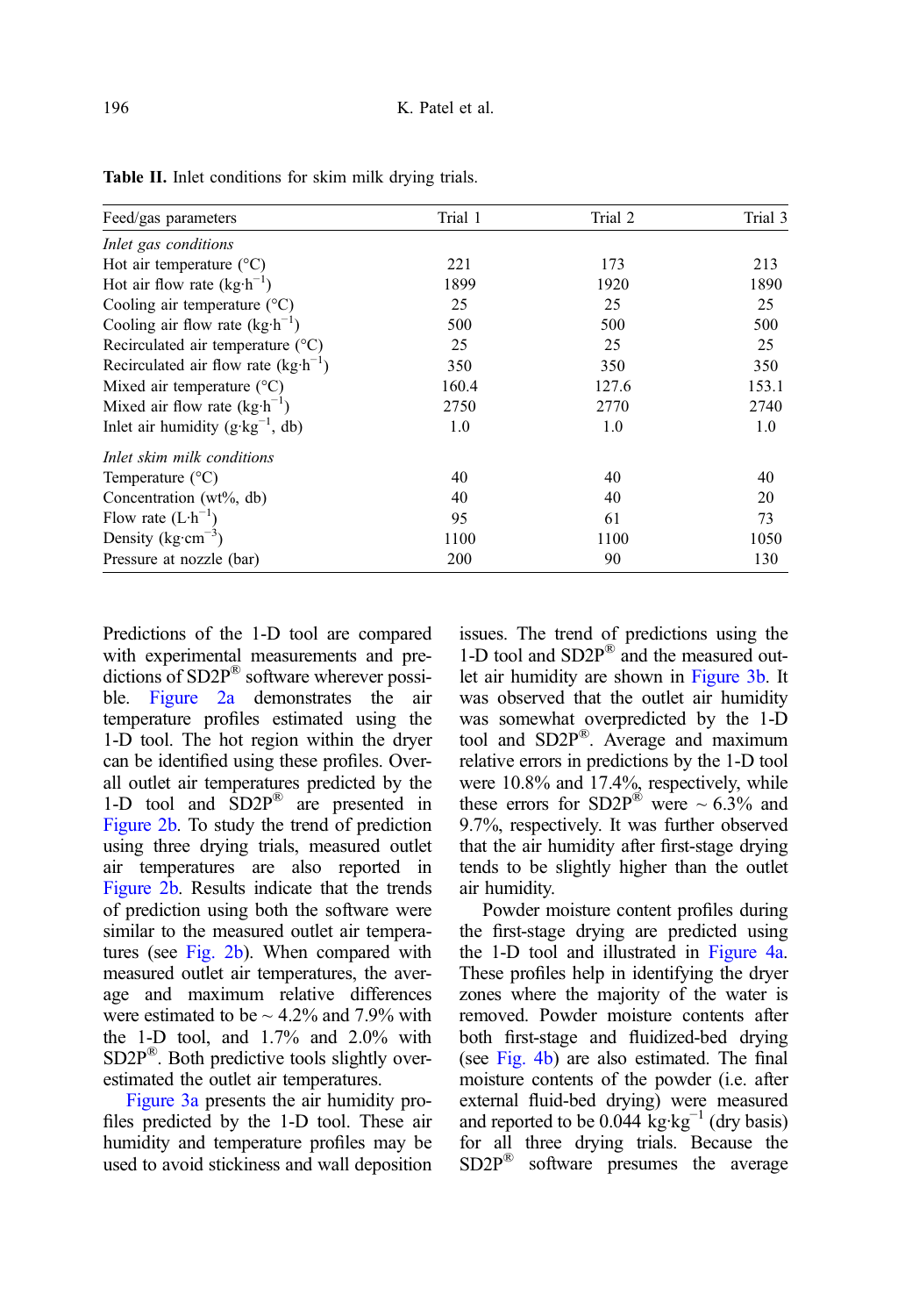**Table II.** Inlet conditions for skim milk drying trials.

| Feed/gas parameters | Trial 1 | Trial 2 | Trial 3 |
|---|---|---|---|
| *Inlet gas conditions* | | | |
| Hot air temperature (°C) | 221 | 173 | 213 |
| Hot air flow rate ($kg{\cdot}h^{-1}$) | 1899 | 1920 | 1890 |
| Cooling air temperature (°C) | 25 | 25 | 25 |
| Cooling air flow rate ($kg{\cdot}h^{-1}$) | 500 | 500 | 500 |
| Recirculated air temperature (°C) | 25 | 25 | 25 |
| Recirculated air flow rate ($kg{\cdot}h^{-1}$) | 350 | 350 | 350 |
| Mixed air temperature (°C) | 160.4 | 127.6 | 153.1 |
| Mixed air flow rate ($kg{\cdot}h^{-1}$) | 2750 | 2770 | 2740 |
| Inlet air humidity ($g{\cdot}kg^{-1}$, db) | 1.0 | 1.0 | 1.0 |
| *Inlet skim milk conditions* | | | |
| Temperature (°C) | 40 | 40 | 40 |
| Concentration (wt%, db) | 40 | 40 | 20 |
| Flow rate ($L{\cdot}h^{-1}$) | 95 | 61 | 73 |
| Density ($kg{\cdot}cm^{-3}$) | 1100 | 1100 | 1050 |
| Pressure at nozzle (bar) | 200 | 90 | 130 |

Predictions of the 1-D tool are compared with experimental measurements and predictions of SD2P® software wherever possible. Figure 2a demonstrates the air temperature profiles estimated using the 1-D tool. The hot region within the dryer can be identified using these profiles. Overall outlet air temperatures predicted by the 1-D tool and SD2P® are presented in Figure 2b. To study the trend of prediction using three drying trials, measured outlet air temperatures are also reported in Figure 2b. Results indicate that the trends of prediction using both the software were similar to the measured outlet air temperatures (see Fig. 2b). When compared with measured outlet air temperatures, the average and maximum relative differences were estimated to be ~ 4.2% and 7.9% with the 1-D tool, and 1.7% and 2.0% with SD2P®. Both predictive tools slightly overestimated the outlet air temperatures.

Figure 3a presents the air humidity profiles predicted by the 1-D tool. These air humidity and temperature profiles may be used to avoid stickiness and wall deposition issues. The trend of predictions using the 1-D tool and SD2P® and the measured outlet air humidity are shown in Figure 3b. It was observed that the outlet air humidity was somewhat overpredicted by the 1-D tool and SD2P®. Average and maximum relative errors in predictions by the 1-D tool were 10.8% and 17.4%, respectively, while these errors for SD2P® were ~ 6.3% and 9.7%, respectively. It was further observed that the air humidity after first-stage drying tends to be slightly higher than the outlet air humidity.

Powder moisture content profiles during the first-stage drying are predicted using the 1-D tool and illustrated in Figure 4a. These profiles help in identifying the dryer zones where the majority of the water is removed. Powder moisture contents after both first-stage and fluidized-bed drying (see Fig. 4b) are also estimated. The final moisture contents of the powder (i.e. after external fluid-bed drying) were measured and reported to be 0.044 $kg{\cdot}kg^{-1}$ (dry basis) for all three drying trials. Because the SD2P® software presumes the average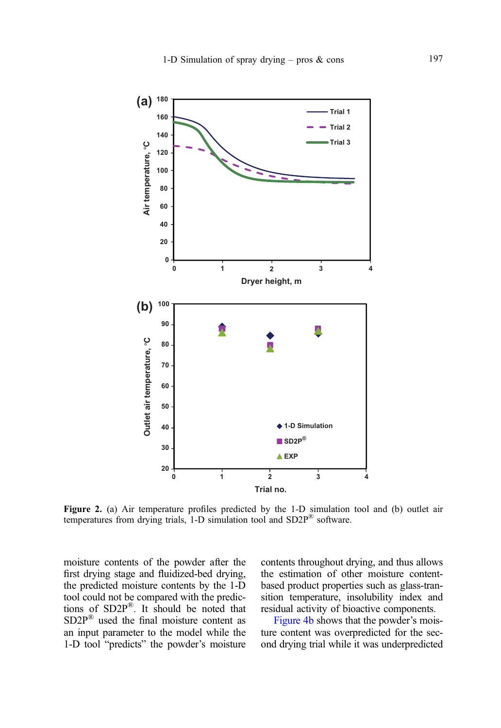Figure 2. (a) Air temperature profiles predicted by the 1-D simulation tool and (b) outlet air temperatures from drying trials, 1-D simulation tool and SD2P® software.

moisture contents of the powder after the first drying stage and fluidized-bed drying, the predicted moisture contents by the 1-D tool could not be compared with the predictions of SD2P®. It should be noted that SD2P® used the final moisture content as an input parameter to the model while the 1-D tool "predicts" the powder's moisture contents throughout drying, and thus allows the estimation of other moisture content-based product properties such as glass-transition temperature, insolubility index and residual activity of bioactive components.

Figure 4b shows that the powder's moisture content was overpredicted for the second drying trial while it was underpredicted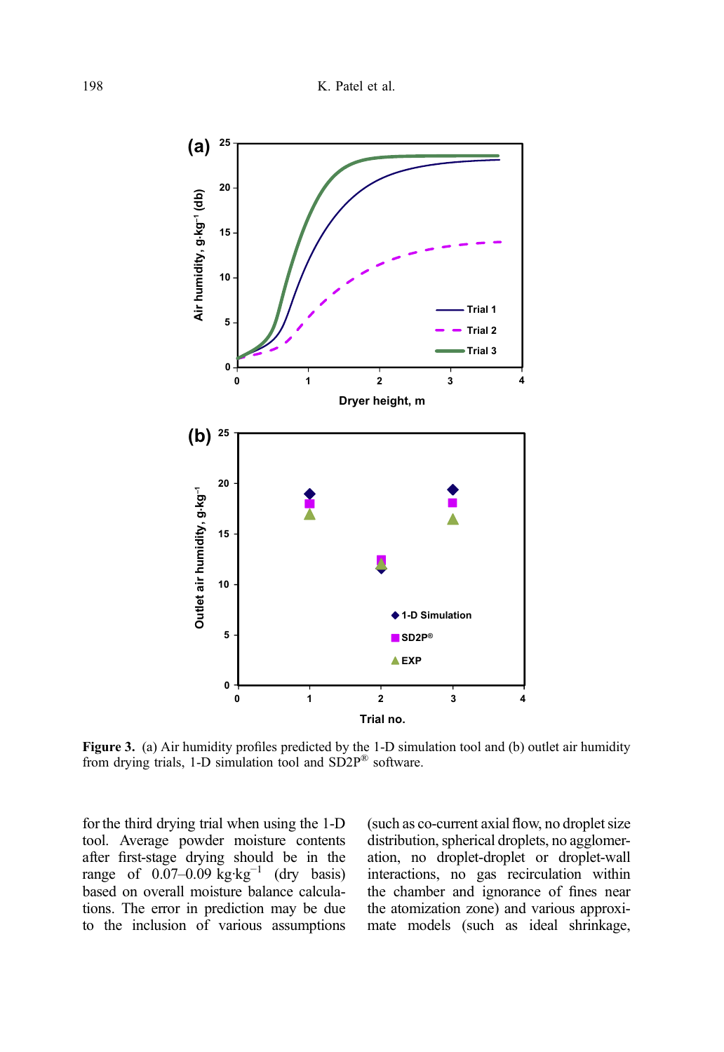**Figure 3.** (a) Air humidity profiles predicted by the 1-D simulation tool and (b) outlet air humidity from drying trials, 1-D simulation tool and SD2P® software.

for the third drying trial when using the 1-D tool. Average powder moisture contents after first-stage drying should be in the range of 0.07–0.09 $kg \cdot kg^{-1}$ (dry basis) based on overall moisture balance calculations. The error in prediction may be due to the inclusion of various assumptions (such as co-current axial flow, no droplet size distribution, spherical droplets, no agglomeration, no droplet-droplet or droplet-wall interactions, no gas recirculation within the chamber and ignorance of fines near the atomization zone) and various approximate models (such as ideal shrinkage,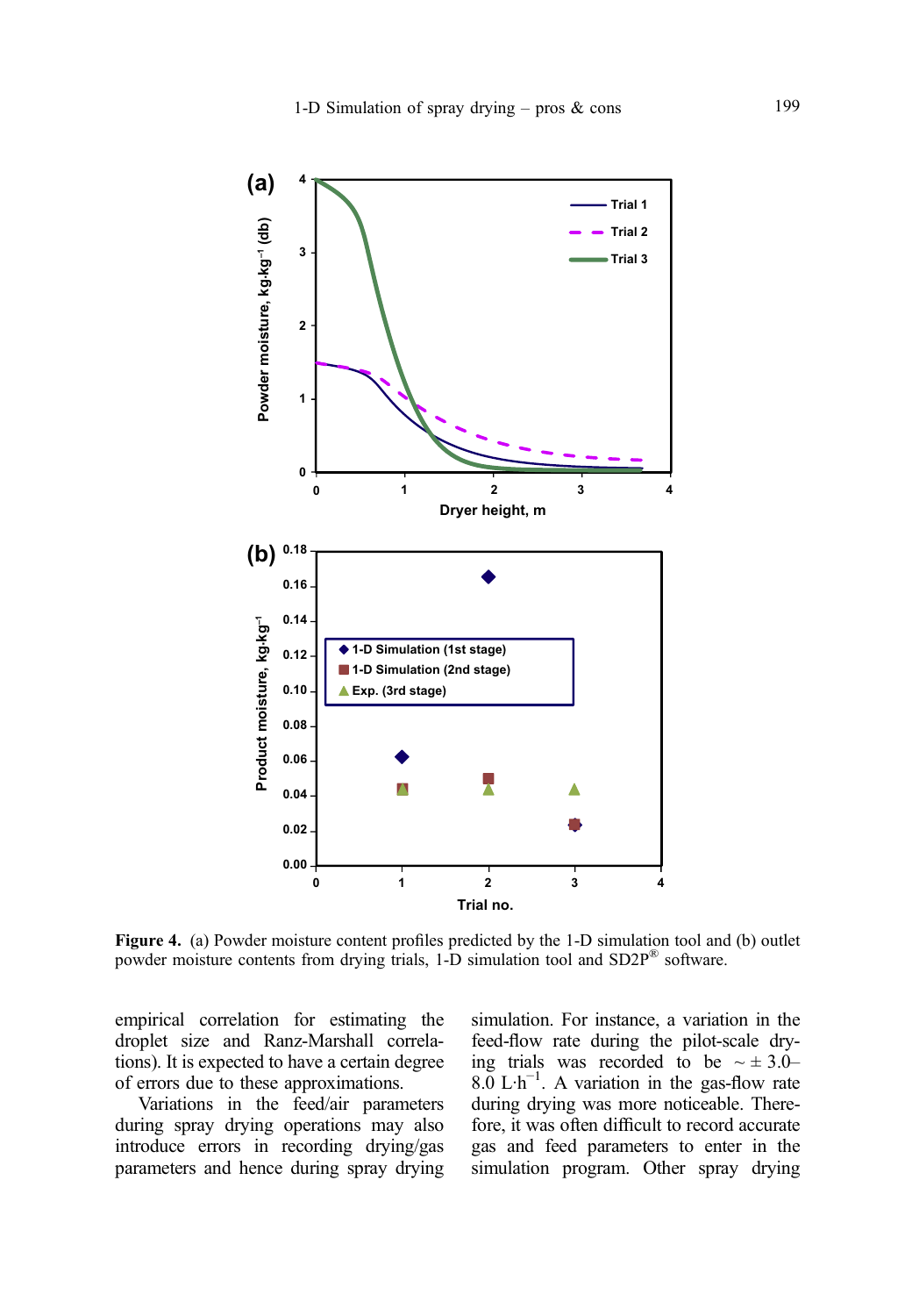Figure 4. (a) Powder moisture content profiles predicted by the 1-D simulation tool and (b) outlet powder moisture contents from drying trials, 1-D simulation tool and SD2P® software.

empirical correlation for estimating the droplet size and Ranz-Marshall correlations). It is expected to have a certain degree of errors due to these approximations.

Variations in the feed/air parameters during spray drying operations may also introduce errors in recording drying/gas parameters and hence during spray drying simulation. For instance, a variation in the feed-flow rate during the pilot-scale drying trials was recorded to be $\sim \pm$ 3.0–8.0 L·h$^{-1}$. A variation in the gas-flow rate during drying was more noticeable. Therefore, it was often difficult to record accurate gas and feed parameters to enter in the simulation program. Other spray drying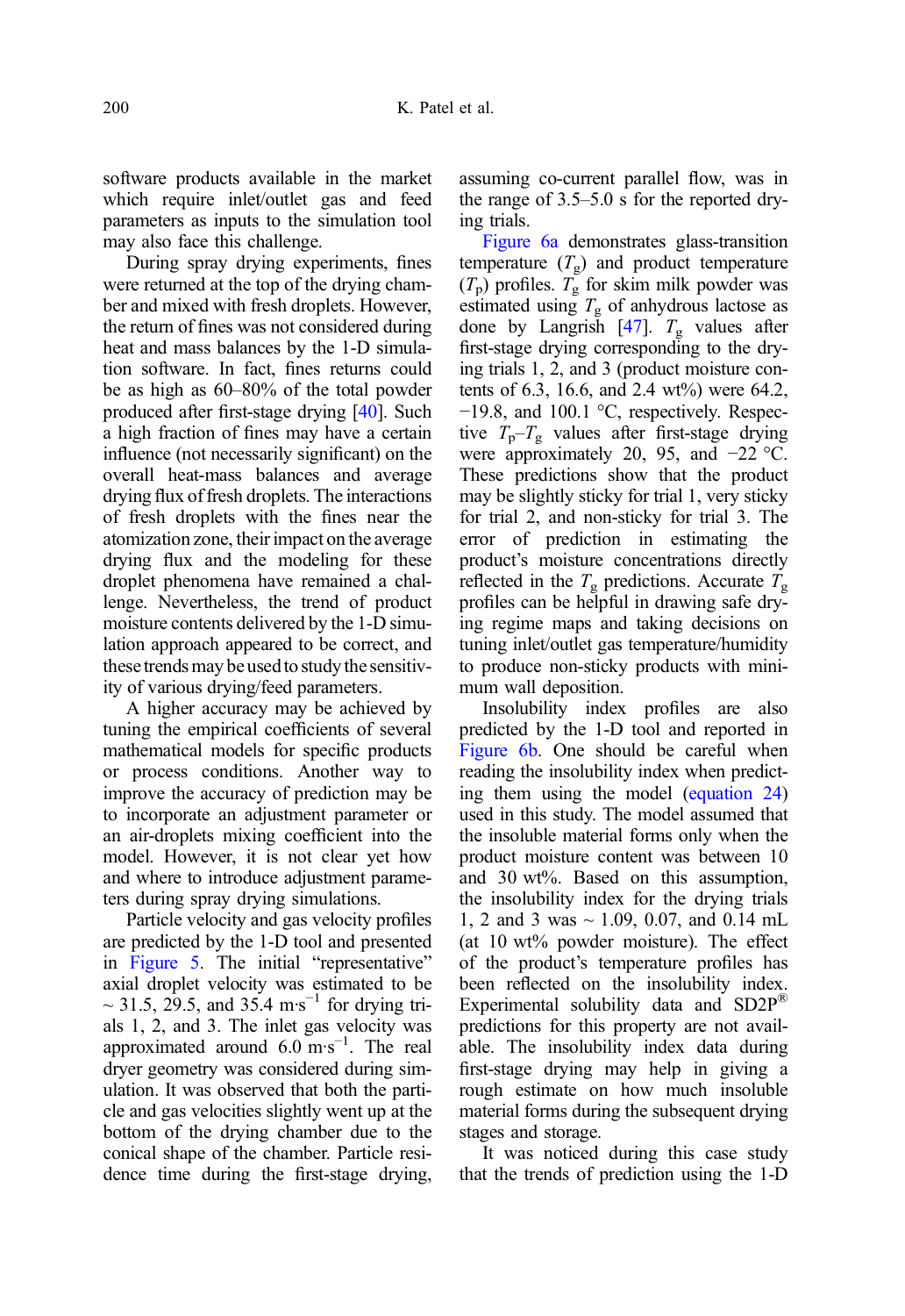software products available in the market which require inlet/outlet gas and feed parameters as inputs to the simulation tool may also face this challenge.

During spray drying experiments, fines were returned at the top of the drying chamber and mixed with fresh droplets. However, the return of fines was not considered during heat and mass balances by the 1-D simulation software. In fact, fines returns could be as high as 60–80% of the total powder produced after first-stage drying [40]. Such a high fraction of fines may have a certain influence (not necessarily significant) on the overall heat-mass balances and average drying flux of fresh droplets. The interactions of fresh droplets with the fines near the atomization zone, their impact on the average drying flux and the modeling for these droplet phenomena have remained a challenge. Nevertheless, the trend of product moisture contents delivered by the 1-D simulation approach appeared to be correct, and these trends may be used to study the sensitivity of various drying/feed parameters.

A higher accuracy may be achieved by tuning the empirical coefficients of several mathematical models for specific products or process conditions. Another way to improve the accuracy of prediction may be to incorporate an adjustment parameter or an air-droplets mixing coefficient into the model. However, it is not clear yet how and where to introduce adjustment parameters during spray drying simulations.

Particle velocity and gas velocity profiles are predicted by the 1-D tool and presented in Figure 5. The initial "representative" axial droplet velocity was estimated to be ~ 31.5, 29.5, and 35.4 $m \cdot s^{-1}$ for drying trials 1, 2, and 3. The inlet gas velocity was approximated around 6.0 $m \cdot s^{-1}$. The real dryer geometry was considered during simulation. It was observed that both the particle and gas velocities slightly went up at the bottom of the drying chamber due to the conical shape of the chamber. Particle residence time during the first-stage drying, assuming co-current parallel flow, was in the range of 3.5–5.0 s for the reported drying trials.

Figure 6a demonstrates glass-transition temperature ($T_g$) and product temperature ($T_p$) profiles. $T_g$ for skim milk powder was estimated using $T_g$ of anhydrous lactose as done by Langrish [47]. $T_g$ values after first-stage drying corresponding to the drying trials 1, 2, and 3 (product moisture contents of 6.3, 16.6, and 2.4 wt%) were 64.2, −19.8, and 100.1 °C, respectively. Respective $T_p$–$T_g$ values after first-stage drying were approximately 20, 95, and −22 °C. These predictions show that the product may be slightly sticky for trial 1, very sticky for trial 2, and non-sticky for trial 3. The error of prediction in estimating the product's moisture concentrations directly reflected in the $T_g$ predictions. Accurate $T_g$ profiles can be helpful in drawing safe drying regime maps and taking decisions on tuning inlet/outlet gas temperature/humidity to produce non-sticky products with minimum wall deposition.

Insolubility index profiles are also predicted by the 1-D tool and reported in Figure 6b. One should be careful when reading the insolubility index when predicting them using the model (equation 24) used in this study. The model assumed that the insoluble material forms only when the product moisture content was between 10 and 30 wt%. Based on this assumption, the insolubility index for the drying trials 1, 2 and 3 was ~ 1.09, 0.07, and 0.14 mL (at 10 wt% powder moisture). The effect of the product's temperature profiles has been reflected on the insolubility index. Experimental solubility data and SD2P® predictions for this property are not available. The insolubility index data during first-stage drying may help in giving a rough estimate on how much insoluble material forms during the subsequent drying stages and storage.

It was noticed during this case study that the trends of prediction using the 1-D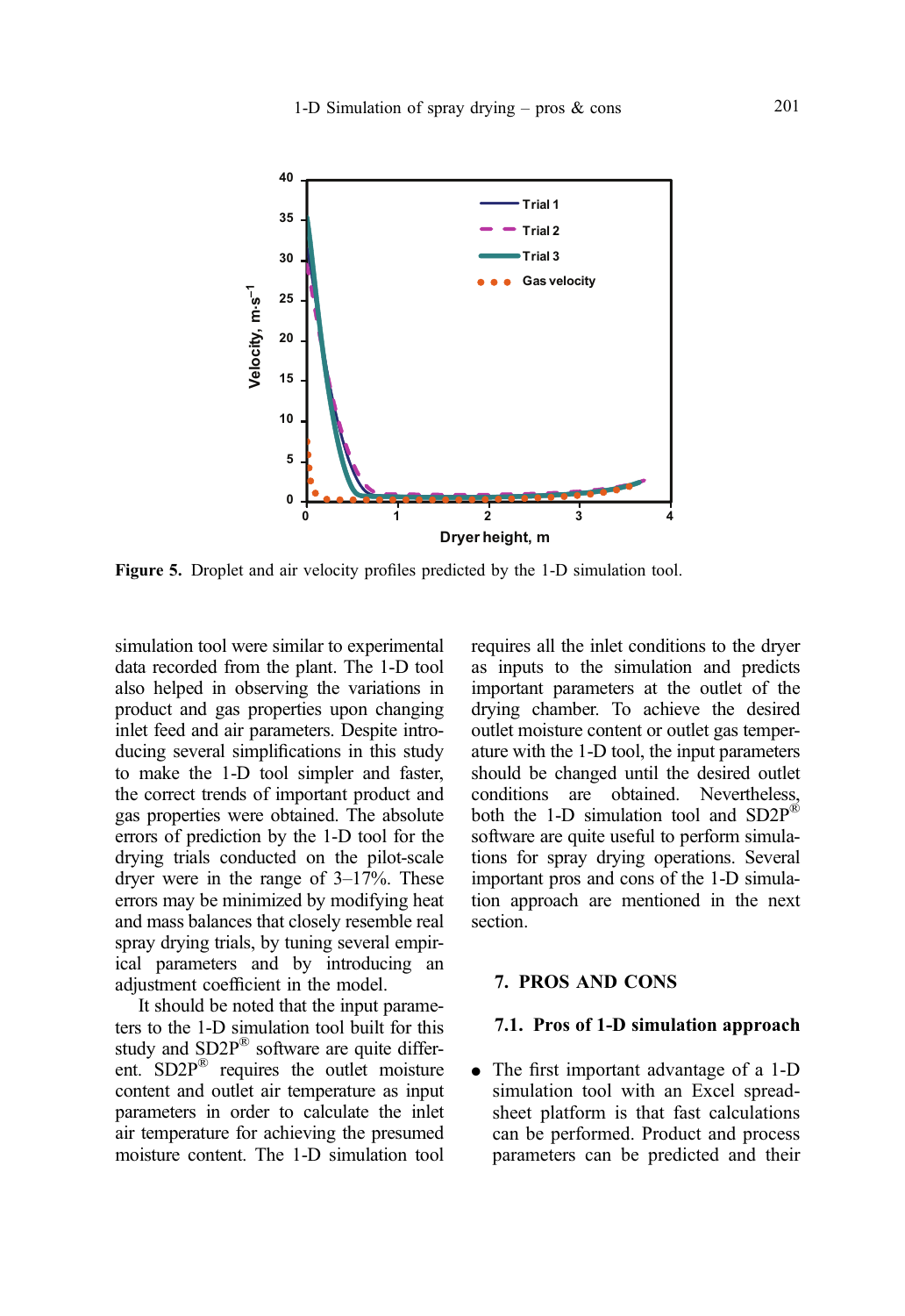Figure 5. Droplet and air velocity profiles predicted by the 1-D simulation tool.

simulation tool were similar to experimental data recorded from the plant. The 1-D tool also helped in observing the variations in product and gas properties upon changing inlet feed and air parameters. Despite introducing several simplifications in this study to make the 1-D tool simpler and faster, the correct trends of important product and gas properties were obtained. The absolute errors of prediction by the 1-D tool for the drying trials conducted on the pilot-scale dryer were in the range of 3–17%. These errors may be minimized by modifying heat and mass balances that closely resemble real spray drying trials, by tuning several empirical parameters and by introducing an adjustment coefficient in the model.

It should be noted that the input parameters to the 1-D simulation tool built for this study and SD2P® software are quite different. SD2P® requires the outlet moisture content and outlet air temperature as input parameters in order to calculate the inlet air temperature for achieving the presumed moisture content. The 1-D simulation tool requires all the inlet conditions to the dryer as inputs to the simulation and predicts important parameters at the outlet of the drying chamber. To achieve the desired outlet moisture content or outlet gas temperature with the 1-D tool, the input parameters should be changed until the desired outlet conditions are obtained. Nevertheless, both the 1-D simulation tool and SD2P® software are quite useful to perform simulations for spray drying operations. Several important pros and cons of the 1-D simulation approach are mentioned in the next section.

## 7. PROS AND CONS

### 7.1. Pros of 1-D simulation approach

- The first important advantage of a 1-D simulation tool with an Excel spreadsheet platform is that fast calculations can be performed. Product and process parameters can be predicted and their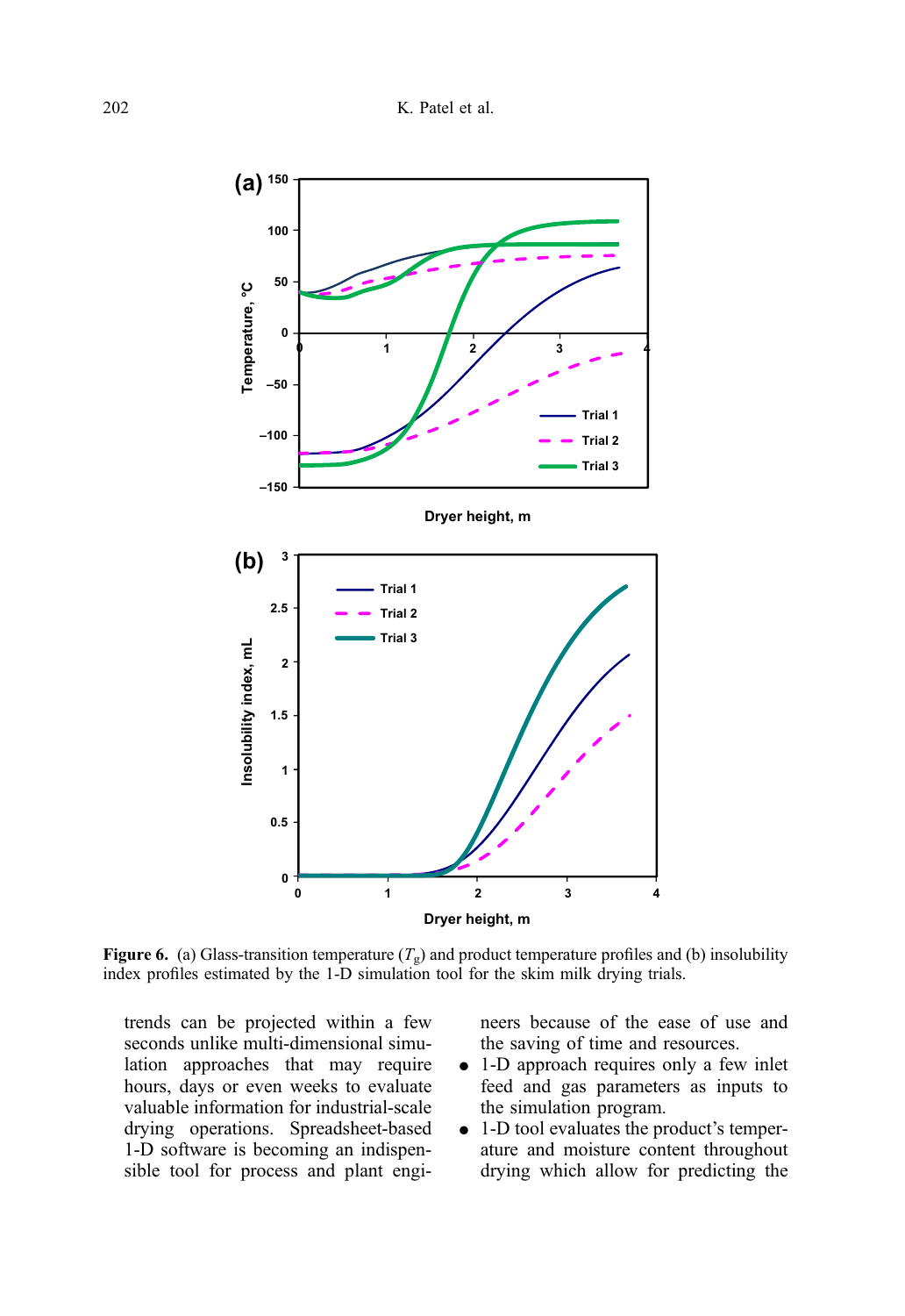Figure 6. (a) Glass-transition temperature ($T_g$) and product temperature profiles and (b) insolubility index profiles estimated by the 1-D simulation tool for the skim milk drying trials.

trends can be projected within a few seconds unlike multi-dimensional simulation approaches that may require hours, days or even weeks to evaluate valuable information for industrial-scale drying operations. Spreadsheet-based 1-D software is becoming an indispensible tool for process and plant engineers because of the ease of use and the saving of time and resources.

- 1-D approach requires only a few inlet feed and gas parameters as inputs to the simulation program.
- 1-D tool evaluates the product's temperature and moisture content throughout drying which allow for predicting the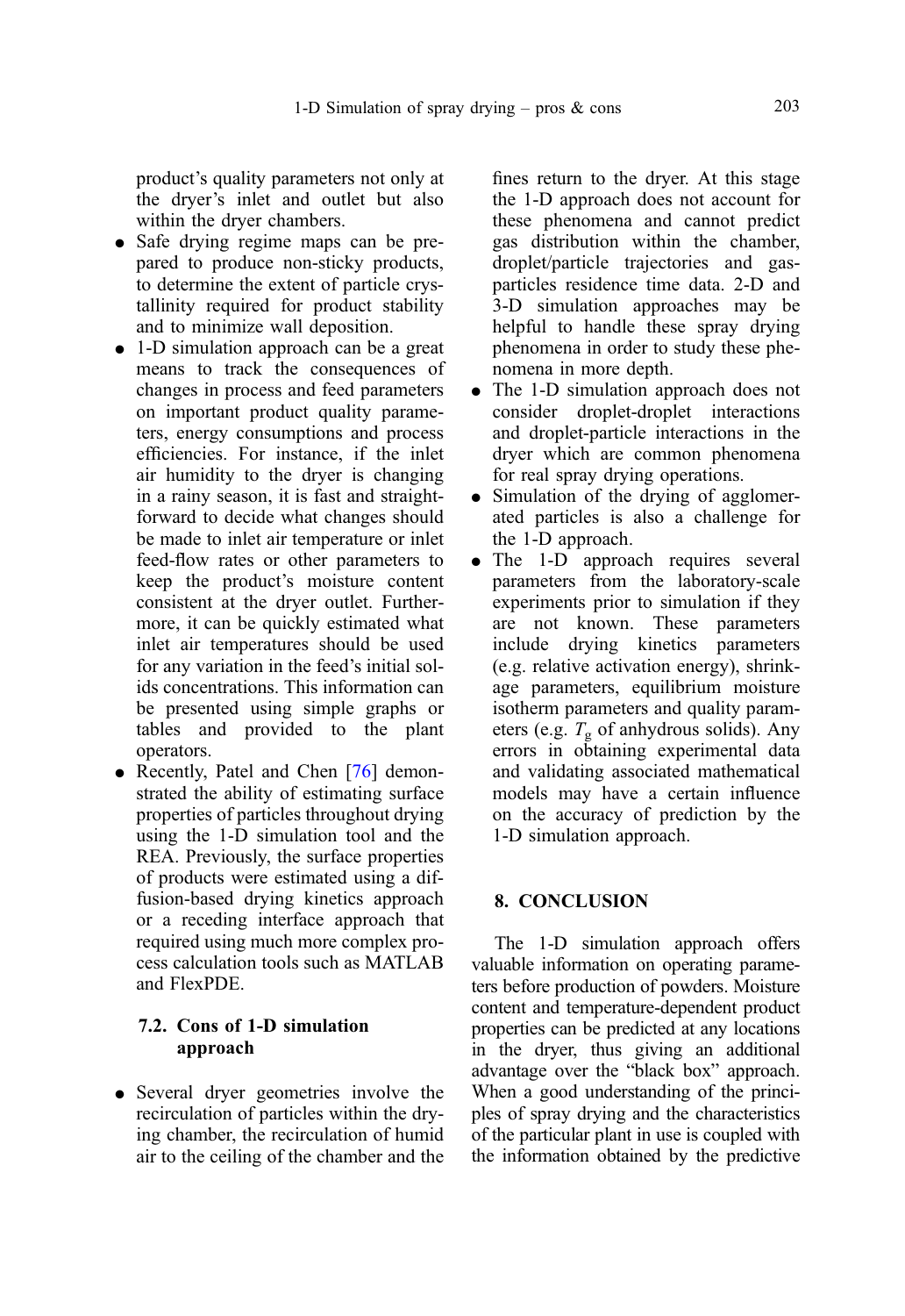product's quality parameters not only at the dryer's inlet and outlet but also within the dryer chambers.

- Safe drying regime maps can be prepared to produce non-sticky products, to determine the extent of particle crystallinity required for product stability and to minimize wall deposition.
- 1-D simulation approach can be a great means to track the consequences of changes in process and feed parameters on important product quality parameters, energy consumptions and process efficiencies. For instance, if the inlet air humidity to the dryer is changing in a rainy season, it is fast and straightforward to decide what changes should be made to inlet air temperature or inlet feed-flow rates or other parameters to keep the product's moisture content consistent at the dryer outlet. Furthermore, it can be quickly estimated what inlet air temperatures should be used for any variation in the feed's initial solids concentrations. This information can be presented using simple graphs or tables and provided to the plant operators.
- Recently, Patel and Chen [76] demonstrated the ability of estimating surface properties of particles throughout drying using the 1-D simulation tool and the REA. Previously, the surface properties of products were estimated using a diffusion-based drying kinetics approach or a receding interface approach that required using much more complex process calculation tools such as MATLAB and FlexPDE.

### 7.2. Cons of 1-D simulation approach

- Several dryer geometries involve the recirculation of particles within the drying chamber, the recirculation of humid air to the ceiling of the chamber and the fines return to the dryer. At this stage the 1-D approach does not account for these phenomena and cannot predict gas distribution within the chamber, droplet/particle trajectories and gas-particles residence time data. 2-D and 3-D simulation approaches may be helpful to handle these spray drying phenomena in order to study these phenomena in more depth.
- The 1-D simulation approach does not consider droplet-droplet interactions and droplet-particle interactions in the dryer which are common phenomena for real spray drying operations.
- Simulation of the drying of agglomerated particles is also a challenge for the 1-D approach.
- The 1-D approach requires several parameters from the laboratory-scale experiments prior to simulation if they are not known. These parameters include drying kinetics parameters (e.g. relative activation energy), shrinkage parameters, equilibrium moisture isotherm parameters and quality parameters (e.g. $T_g$ of anhydrous solids). Any errors in obtaining experimental data and validating associated mathematical models may have a certain influence on the accuracy of prediction by the 1-D simulation approach.

## 8. CONCLUSION

The 1-D simulation approach offers valuable information on operating parameters before production of powders. Moisture content and temperature-dependent product properties can be predicted at any locations in the dryer, thus giving an additional advantage over the "black box" approach. When a good understanding of the principles of spray drying and the characteristics of the particular plant in use is coupled with the information obtained by the predictive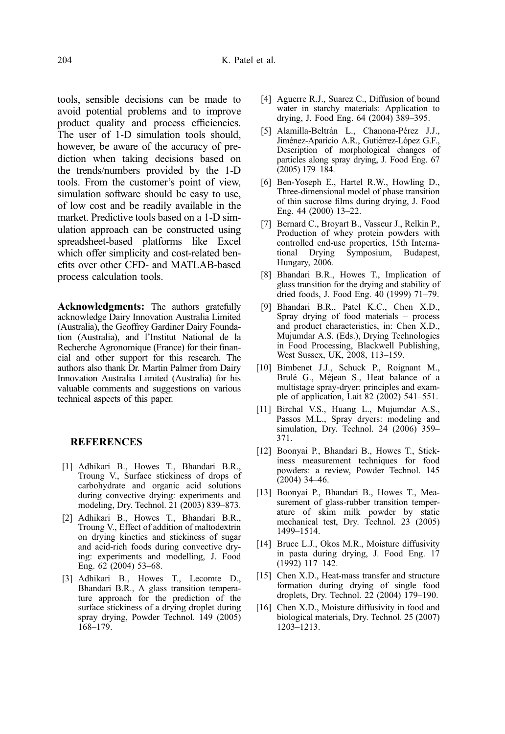tools, sensible decisions can be made to avoid potential problems and to improve product quality and process efficiencies. The user of 1-D simulation tools should, however, be aware of the accuracy of prediction when taking decisions based on the trends/numbers provided by the 1-D tools. From the customer's point of view, simulation software should be easy to use, of low cost and be readily available in the market. Predictive tools based on a 1-D simulation approach can be constructed using spreadsheet-based platforms like Excel which offer simplicity and cost-related benefits over other CFD- and MATLAB-based process calculation tools.

**Acknowledgments:** The authors gratefully acknowledge Dairy Innovation Australia Limited (Australia), the Geoffrey Gardiner Dairy Foundation (Australia), and l'Institut National de la Recherche Agronomique (France) for their financial and other support for this research. The authors also thank Dr. Martin Palmer from Dairy Innovation Australia Limited (Australia) for his valuable comments and suggestions on various technical aspects of this paper.

## REFERENCES

[1] Adhikari B., Howes T., Bhandari B.R., Troung V., Surface stickiness of drops of carbohydrate and organic acid solutions during convective drying: experiments and modeling, Dry. Technol. 21 (2003) 839–873.

[2] Adhikari B., Howes T., Bhandari B.R., Troung V., Effect of addition of maltodextrin on drying kinetics and stickiness of sugar and acid-rich foods during convective drying: experiments and modelling, J. Food Eng. 62 (2004) 53–68.

[3] Adhikari B., Howes T., Lecomte D., Bhandari B.R., A glass transition temperature approach for the prediction of the surface stickiness of a drying droplet during spray drying, Powder Technol. 149 (2005) 168–179.

[4] Aguerre R.J., Suarez C., Diffusion of bound water in starchy materials: Application to drying, J. Food Eng. 64 (2004) 389–395.

[5] Alamilla-Beltrán L., Chanona-Pérez J.J., Jiménez-Aparicio A.R., Gutiérrez-López G.F., Description of morphological changes of particles along spray drying, J. Food Eng. 67 (2005) 179–184.

[6] Ben-Yoseph E., Hartel R.W., Howling D., Three-dimensional model of phase transition of thin sucrose films during drying, J. Food Eng. 44 (2000) 13–22.

[7] Bernard C., Broyart B., Vasseur J., Relkin P., Production of whey protein powders with controlled end-use properties, 15th International Drying Symposium, Budapest, Hungary, 2006.

[8] Bhandari B.R., Howes T., Implication of glass transition for the drying and stability of dried foods, J. Food Eng. 40 (1999) 71–79.

[9] Bhandari B.R., Patel K.C., Chen X.D., Spray drying of food materials – process and product characteristics, in: Chen X.D., Mujumdar A.S. (Eds.), Drying Technologies in Food Processing, Blackwell Publishing, West Sussex, UK, 2008, 113–159.

[10] Bimbenet J.J., Schuck P., Roignant M., Brulé G., Méjean S., Heat balance of a multistage spray-dryer: principles and example of application, Lait 82 (2002) 541–551.

[11] Birchal V.S., Huang L., Mujumdar A.S., Passos M.L., Spray dryers: modeling and simulation, Dry. Technol. 24 (2006) 359–371.

[12] Boonyai P., Bhandari B., Howes T., Stickiness measurement techniques for food powders: a review, Powder Technol. 145 (2004) 34–46.

[13] Boonyai P., Bhandari B., Howes T., Measurement of glass-rubber transition temperature of skim milk powder by static mechanical test, Dry. Technol. 23 (2005) 1499–1514.

[14] Bruce L.J., Okos M.R., Moisture diffusivity in pasta during drying, J. Food Eng. 17 (1992) 117–142.

[15] Chen X.D., Heat-mass transfer and structure formation during drying of single food droplets, Dry. Technol. 22 (2004) 179–190.

[16] Chen X.D., Moisture diffusivity in food and biological materials, Dry. Technol. 25 (2007) 1203–1213.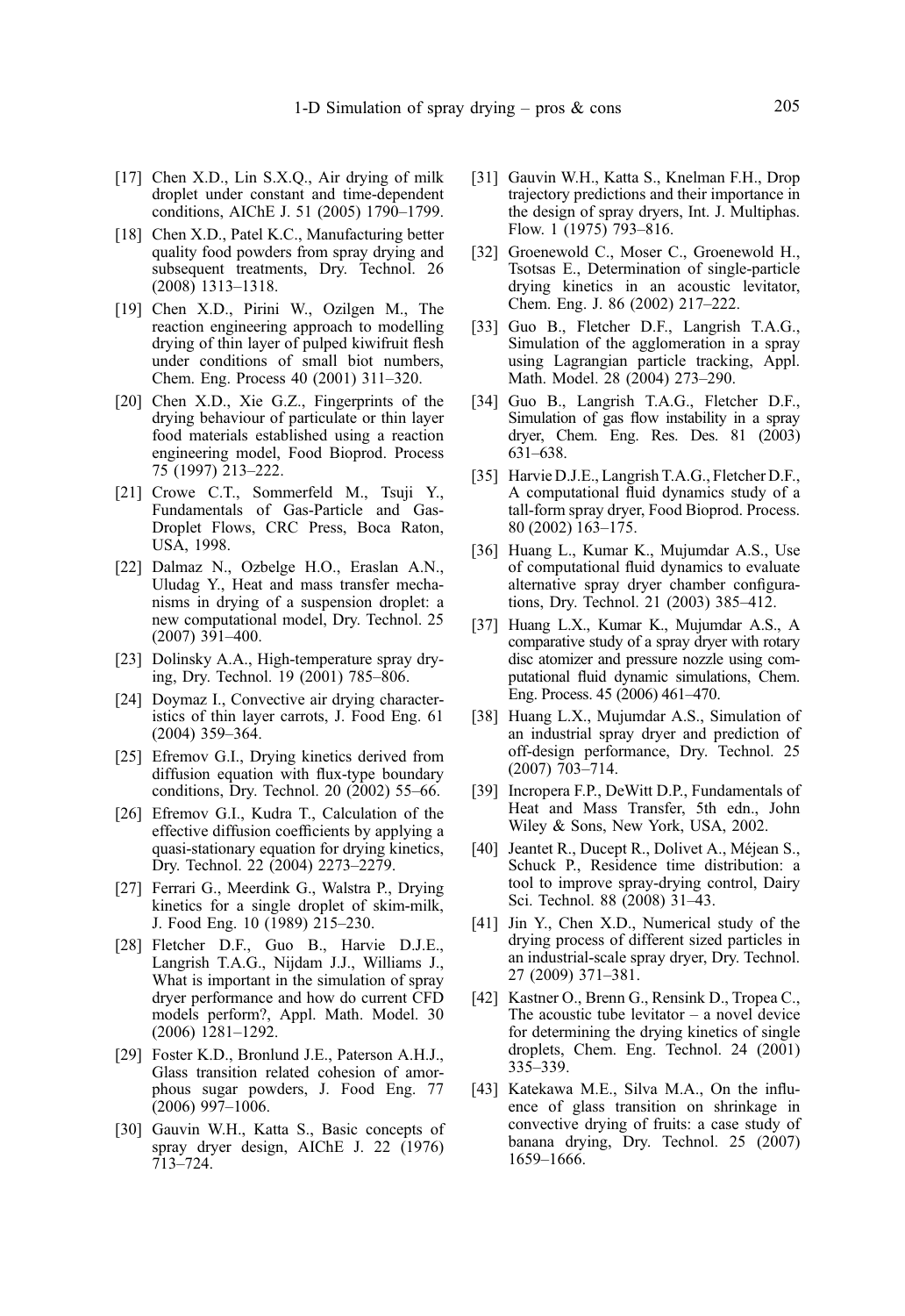[17] Chen X.D., Lin S.X.Q., Air drying of milk droplet under constant and time-dependent conditions, AIChE J. 51 (2005) 1790–1799.

[18] Chen X.D., Patel K.C., Manufacturing better quality food powders from spray drying and subsequent treatments, Dry. Technol. 26 (2008) 1313–1318.

[19] Chen X.D., Pirini W., Ozilgen M., The reaction engineering approach to modelling drying of thin layer of pulped kiwifruit flesh under conditions of small biot numbers, Chem. Eng. Process 40 (2001) 311–320.

[20] Chen X.D., Xie G.Z., Fingerprints of the drying behaviour of particulate or thin layer food materials established using a reaction engineering model, Food Bioprod. Process 75 (1997) 213–222.

[21] Crowe C.T., Sommerfeld M., Tsuji Y., Fundamentals of Gas-Particle and Gas-Droplet Flows, CRC Press, Boca Raton, USA, 1998.

[22] Dalmaz N., Ozbelge H.O., Eraslan A.N., Uludag Y., Heat and mass transfer mechanisms in drying of a suspension droplet: a new computational model, Dry. Technol. 25 (2007) 391–400.

[23] Dolinsky A.A., High-temperature spray drying, Dry. Technol. 19 (2001) 785–806.

[24] Doymaz I., Convective air drying characteristics of thin layer carrots, J. Food Eng. 61 (2004) 359–364.

[25] Efremov G.I., Drying kinetics derived from diffusion equation with flux-type boundary conditions, Dry. Technol. 20 (2002) 55–66.

[26] Efremov G.I., Kudra T., Calculation of the effective diffusion coefficients by applying a quasi-stationary equation for drying kinetics, Dry. Technol. 22 (2004) 2273–2279.

[27] Ferrari G., Meerdink G., Walstra P., Drying kinetics for a single droplet of skim-milk, J. Food Eng. 10 (1989) 215–230.

[28] Fletcher D.F., Guo B., Harvie D.J.E., Langrish T.A.G., Nijdam J.J., Williams J., What is important in the simulation of spray dryer performance and how do current CFD models perform?, Appl. Math. Model. 30 (2006) 1281–1292.

[29] Foster K.D., Bronlund J.E., Paterson A.H.J., Glass transition related cohesion of amorphous sugar powders, J. Food Eng. 77 (2006) 997–1006.

[30] Gauvin W.H., Katta S., Basic concepts of spray dryer design, AIChE J. 22 (1976) 713–724.

[31] Gauvin W.H., Katta S., Knelman F.H., Drop trajectory predictions and their importance in the design of spray dryers, Int. J. Multiphas. Flow. 1 (1975) 793–816.

[32] Groenewold C., Moser C., Groenewold H., Tsotsas E., Determination of single-particle drying kinetics in an acoustic levitator, Chem. Eng. J. 86 (2002) 217–222.

[33] Guo B., Fletcher D.F., Langrish T.A.G., Simulation of the agglomeration in a spray using Lagrangian particle tracking, Appl. Math. Model. 28 (2004) 273–290.

[34] Guo B., Langrish T.A.G., Fletcher D.F., Simulation of gas flow instability in a spray dryer, Chem. Eng. Res. Des. 81 (2003) 631–638.

[35] Harvie D.J.E., Langrish T.A.G., Fletcher D.F., A computational fluid dynamics study of a tall-form spray dryer, Food Bioprod. Process. 80 (2002) 163–175.

[36] Huang L., Kumar K., Mujumdar A.S., Use of computational fluid dynamics to evaluate alternative spray dryer chamber configurations, Dry. Technol. 21 (2003) 385–412.

[37] Huang L.X., Kumar K., Mujumdar A.S., A comparative study of a spray dryer with rotary disc atomizer and pressure nozzle using computational fluid dynamic simulations, Chem. Eng. Process. 45 (2006) 461–470.

[38] Huang L.X., Mujumdar A.S., Simulation of an industrial spray dryer and prediction of off-design performance, Dry. Technol. 25 (2007) 703–714.

[39] Incropera F.P., DeWitt D.P., Fundamentals of Heat and Mass Transfer, 5th edn., John Wiley & Sons, New York, USA, 2002.

[40] Jeantet R., Ducept R., Dolivet A., Méjean S., Schuck P., Residence time distribution: a tool to improve spray-drying control, Dairy Sci. Technol. 88 (2008) 31–43.

[41] Jin Y., Chen X.D., Numerical study of the drying process of different sized particles in an industrial-scale spray dryer, Dry. Technol. 27 (2009) 371–381.

[42] Kastner O., Brenn G., Rensink D., Tropea C., The acoustic tube levitator – a novel device for determining the drying kinetics of single droplets, Chem. Eng. Technol. 24 (2001) 335–339.

[43] Katekawa M.E., Silva M.A., On the influence of glass transition on shrinkage in convective drying of fruits: a case study of banana drying, Dry. Technol. 25 (2007) 1659–1666.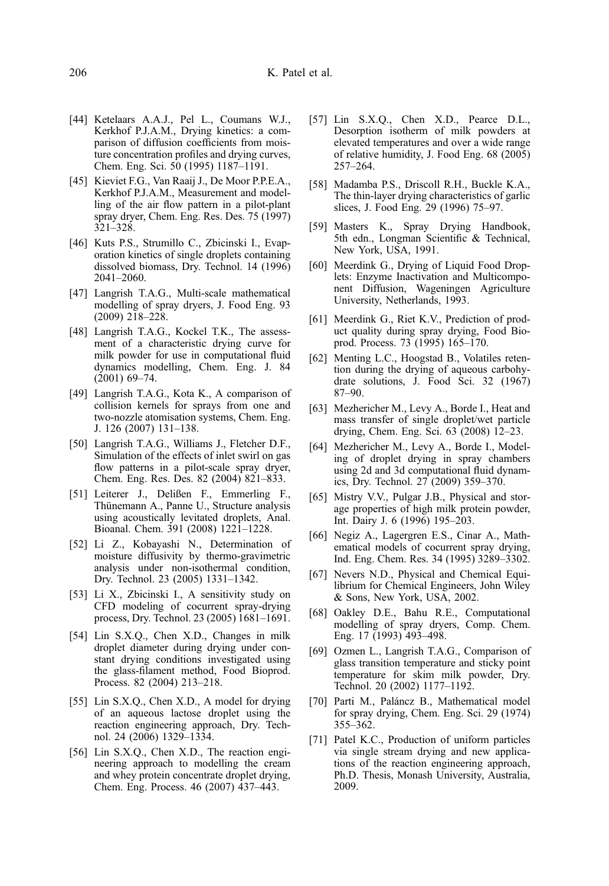[44] Ketelaars A.A.J., Pel L., Coumans W.J., Kerkhof P.J.A.M., Drying kinetics: a comparison of diffusion coefficients from moisture concentration profiles and drying curves, Chem. Eng. Sci. 50 (1995) 1187–1191.

[45] Kieviet F.G., Van Raaij J., De Moor P.P.E.A., Kerkhof P.J.A.M., Measurement and modelling of the air flow pattern in a pilot-plant spray dryer, Chem. Eng. Res. Des. 75 (1997) 321–328.

[46] Kuts P.S., Strumillo C., Zbicinski I., Evaporation kinetics of single droplets containing dissolved biomass, Dry. Technol. 14 (1996) 2041–2060.

[47] Langrish T.A.G., Multi-scale mathematical modelling of spray dryers, J. Food Eng. 93 (2009) 218–228.

[48] Langrish T.A.G., Kockel T.K., The assessment of a characteristic drying curve for milk powder for use in computational fluid dynamics modelling, Chem. Eng. J. 84 (2001) 69–74.

[49] Langrish T.A.G., Kota K., A comparison of collision kernels for sprays from one and two-nozzle atomisation systems, Chem. Eng. J. 126 (2007) 131–138.

[50] Langrish T.A.G., Williams J., Fletcher D.F., Simulation of the effects of inlet swirl on gas flow patterns in a pilot-scale spray dryer, Chem. Eng. Res. Des. 82 (2004) 821–833.

[51] Leiterer J., Delißen F., Emmerling F., Thünemann A., Panne U., Structure analysis using acoustically levitated droplets, Anal. Bioanal. Chem. 391 (2008) 1221–1228.

[52] Li Z., Kobayashi N., Determination of moisture diffusivity by thermo-gravimetric analysis under non-isothermal condition, Dry. Technol. 23 (2005) 1331–1342.

[53] Li X., Zbicinski I., A sensitivity study on CFD modeling of cocurrent spray-drying process, Dry. Technol. 23 (2005) 1681–1691.

[54] Lin S.X.Q., Chen X.D., Changes in milk droplet diameter during drying under constant drying conditions investigated using the glass-filament method, Food Bioprod. Process. 82 (2004) 213–218.

[55] Lin S.X.Q., Chen X.D., A model for drying of an aqueous lactose droplet using the reaction engineering approach, Dry. Technol. 24 (2006) 1329–1334.

[56] Lin S.X.Q., Chen X.D., The reaction engineering approach to modelling the cream and whey protein concentrate droplet drying, Chem. Eng. Process. 46 (2007) 437–443.

[57] Lin S.X.Q., Chen X.D., Pearce D.L., Desorption isotherm of milk powders at elevated temperatures and over a wide range of relative humidity, J. Food Eng. 68 (2005) 257–264.

[58] Madamba P.S., Driscoll R.H., Buckle K.A., The thin-layer drying characteristics of garlic slices, J. Food Eng. 29 (1996) 75–97.

[59] Masters K., Spray Drying Handbook, 5th edn., Longman Scientific & Technical, New York, USA, 1991.

[60] Meerdink G., Drying of Liquid Food Droplets: Enzyme Inactivation and Multicomponent Diffusion, Wageningen Agriculture University, Netherlands, 1993.

[61] Meerdink G., Riet K.V., Prediction of product quality during spray drying, Food Bioprod. Process. 73 (1995) 165–170.

[62] Menting L.C., Hoogstad B., Volatiles retention during the drying of aqueous carbohydrate solutions, J. Food Sci. 32 (1967) 87–90.

[63] Mezhericher M., Levy A., Borde I., Heat and mass transfer of single droplet/wet particle drying, Chem. Eng. Sci. 63 (2008) 12–23.

[64] Mezhericher M., Levy A., Borde I., Modeling of droplet drying in spray chambers using 2d and 3d computational fluid dynamics, Dry. Technol. 27 (2009) 359–370.

[65] Mistry V.V., Pulgar J.B., Physical and storage properties of high milk protein powder, Int. Dairy J. 6 (1996) 195–203.

[66] Negiz A., Lagergren E.S., Cinar A., Mathematical models of cocurrent spray drying, Ind. Eng. Chem. Res. 34 (1995) 3289–3302.

[67] Nevers N.D., Physical and Chemical Equilibrium for Chemical Engineers, John Wiley & Sons, New York, USA, 2002.

[68] Oakley D.E., Bahu R.E., Computational modelling of spray dryers, Comp. Chem. Eng. 17 (1993) 493–498.

[69] Ozmen L., Langrish T.A.G., Comparison of glass transition temperature and sticky point temperature for skim milk powder, Dry. Technol. 20 (2002) 1177–1192.

[70] Parti M., Paláncz B., Mathematical model for spray drying, Chem. Eng. Sci. 29 (1974) 355–362.

[71] Patel K.C., Production of uniform particles via single stream drying and new applications of the reaction engineering approach, Ph.D. Thesis, Monash University, Australia, 2009.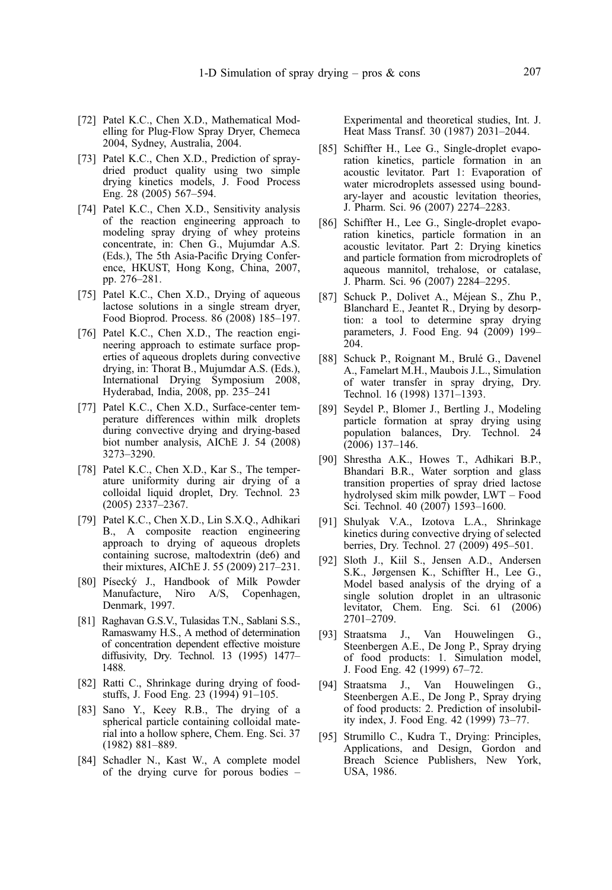[72] Patel K.C., Chen X.D., Mathematical Modelling for Plug-Flow Spray Dryer, Chemeca 2004, Sydney, Australia, 2004.

[73] Patel K.C., Chen X.D., Prediction of spray-dried product quality using two simple drying kinetics models, J. Food Process Eng. 28 (2005) 567–594.

[74] Patel K.C., Chen X.D., Sensitivity analysis of the reaction engineering approach to modeling spray drying of whey proteins concentrate, in: Chen G., Mujumdar A.S. (Eds.), The 5th Asia-Pacific Drying Conference, HKUST, Hong Kong, China, 2007, pp. 276–281.

[75] Patel K.C., Chen X.D., Drying of aqueous lactose solutions in a single stream dryer, Food Bioprod. Process. 86 (2008) 185–197.

[76] Patel K.C., Chen X.D., The reaction engineering approach to estimate surface properties of aqueous droplets during convective drying, in: Thorat B., Mujumdar A.S. (Eds.), International Drying Symposium 2008, Hyderabad, India, 2008, pp. 235–241

[77] Patel K.C., Chen X.D., Surface-center temperature differences within milk droplets during convective drying and drying-based biot number analysis, AIChE J. 54 (2008) 3273–3290.

[78] Patel K.C., Chen X.D., Kar S., The temperature uniformity during air drying of a colloidal liquid droplet, Dry. Technol. 23 (2005) 2337–2367.

[79] Patel K.C., Chen X.D., Lin S.X.Q., Adhikari B., A composite reaction engineering approach to drying of aqueous droplets containing sucrose, maltodextrin (de6) and their mixtures, AIChE J. 55 (2009) 217–231.

[80] Písecký J., Handbook of Milk Powder Manufacture, Niro A/S, Copenhagen, Denmark, 1997.

[81] Raghavan G.S.V., Tulasidas T.N., Sablani S.S., Ramaswamy H.S., A method of determination of concentration dependent effective moisture diffusivity, Dry. Technol. 13 (1995) 1477–1488.

[82] Ratti C., Shrinkage during drying of foodstuffs, J. Food Eng. 23 (1994) 91–105.

[83] Sano Y., Keey R.B., The drying of a spherical particle containing colloidal material into a hollow sphere, Chem. Eng. Sci. 37 (1982) 881–889.

[84] Schadler N., Kast W., A complete model of the drying curve for porous bodies – Experimental and theoretical studies, Int. J. Heat Mass Transf. 30 (1987) 2031–2044.

[85] Schiffter H., Lee G., Single-droplet evaporation kinetics, particle formation in an acoustic levitator. Part 1: Evaporation of water microdroplets assessed using boundary-layer and acoustic levitation theories, J. Pharm. Sci. 96 (2007) 2274–2283.

[86] Schiffter H., Lee G., Single-droplet evaporation kinetics, particle formation in an acoustic levitator. Part 2: Drying kinetics and particle formation from microdroplets of aqueous mannitol, trehalose, or catalase, J. Pharm. Sci. 96 (2007) 2284–2295.

[87] Schuck P., Dolivet A., Méjean S., Zhu P., Blanchard E., Jeantet R., Drying by desorption: a tool to determine spray drying parameters, J. Food Eng. 94 (2009) 199–204.

[88] Schuck P., Roignant M., Brulé G., Davenel A., Famelart M.H., Maubois J.L., Simulation of water transfer in spray drying, Dry. Technol. 16 (1998) 1371–1393.

[89] Seydel P., Blomer J., Bertling J., Modeling particle formation at spray drying using population balances, Dry. Technol. 24 (2006) 137–146.

[90] Shrestha A.K., Howes T., Adhikari B.P., Bhandari B.R., Water sorption and glass transition properties of spray dried lactose hydrolysed skim milk powder, LWT – Food Sci. Technol. 40 (2007) 1593–1600.

[91] Shulyak V.A., Izotova L.A., Shrinkage kinetics during convective drying of selected berries, Dry. Technol. 27 (2009) 495–501.

[92] Sloth J., Kiil S., Jensen A.D., Andersen S.K., Jørgensen K., Schiffter H., Lee G., Model based analysis of the drying of a single solution droplet in an ultrasonic levitator, Chem. Eng. Sci. 61 (2006) 2701–2709.

[93] Straatsma J., Van Houwelingen G., Steenbergen A.E., De Jong P., Spray drying of food products: 1. Simulation model, J. Food Eng. 42 (1999) 67–72.

[94] Straatsma J., Van Houwelingen G., Steenbergen A.E., De Jong P., Spray drying of food products: 2. Prediction of insolubility index, J. Food Eng. 42 (1999) 73–77.

[95] Strumillo C., Kudra T., Drying: Principles, Applications, and Design, Gordon and Breach Science Publishers, New York, USA, 1986.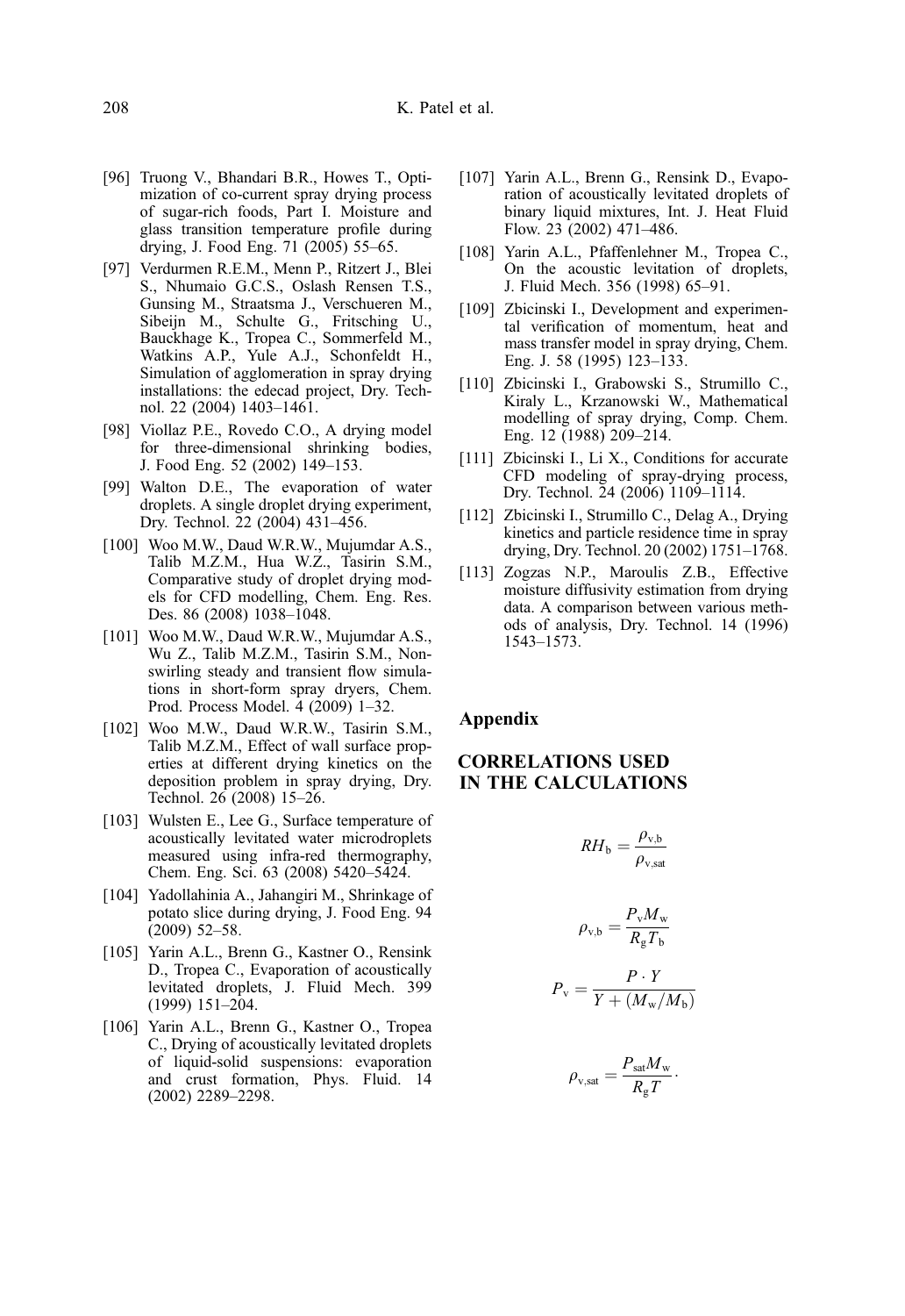[96] Truong V., Bhandari B.R., Howes T., Optimization of co-current spray drying process of sugar-rich foods, Part I. Moisture and glass transition temperature profile during drying, J. Food Eng. 71 (2005) 55–65.

[97] Verdurmen R.E.M., Menn P., Ritzert J., Blei S., Nhumaio G.C.S., Oslash Rensen T.S., Gunsing M., Straatsma J., Verschueren M., Sibeijn M., Schulte G., Fritsching U., Bauckhage K., Tropea C., Sommerfeld M., Watkins A.P., Yule A.J., Schonfeldt H., Simulation of agglomeration in spray drying installations: the edecad project, Dry. Technol. 22 (2004) 1403–1461.

[98] Viollaz P.E., Rovedo C.O., A drying model for three-dimensional shrinking bodies, J. Food Eng. 52 (2002) 149–153.

[99] Walton D.E., The evaporation of water droplets. A single droplet drying experiment, Dry. Technol. 22 (2004) 431–456.

[100] Woo M.W., Daud W.R.W., Mujumdar A.S., Talib M.Z.M., Hua W.Z., Tasirin S.M., Comparative study of droplet drying models for CFD modelling, Chem. Eng. Res. Des. 86 (2008) 1038–1048.

[101] Woo M.W., Daud W.R.W., Mujumdar A.S., Wu Z., Talib M.Z.M., Tasirin S.M., Non-swirling steady and transient flow simulations in short-form spray dryers, Chem. Prod. Process Model. 4 (2009) 1–32.

[102] Woo M.W., Daud W.R.W., Tasirin S.M., Talib M.Z.M., Effect of wall surface properties at different drying kinetics on the deposition problem in spray drying, Dry. Technol. 26 (2008) 15–26.

[103] Wulsten E., Lee G., Surface temperature of acoustically levitated water microdroplets measured using infra-red thermography, Chem. Eng. Sci. 63 (2008) 5420–5424.

[104] Yadollahinia A., Jahangiri M., Shrinkage of potato slice during drying, J. Food Eng. 94 (2009) 52–58.

[105] Yarin A.L., Brenn G., Kastner O., Rensink D., Tropea C., Evaporation of acoustically levitated droplets, J. Fluid Mech. 399 (1999) 151–204.

[106] Yarin A.L., Brenn G., Kastner O., Tropea C., Drying of acoustically levitated droplets of liquid-solid suspensions: evaporation and crust formation, Phys. Fluid. 14 (2002) 2289–2298.

[107] Yarin A.L., Brenn G., Rensink D., Evaporation of acoustically levitated droplets of binary liquid mixtures, Int. J. Heat Fluid Flow. 23 (2002) 471–486.

[108] Yarin A.L., Pfaffenlehner M., Tropea C., On the acoustic levitation of droplets, J. Fluid Mech. 356 (1998) 65–91.

[109] Zbicinski I., Development and experimental verification of momentum, heat and mass transfer model in spray drying, Chem. Eng. J. 58 (1995) 123–133.

[110] Zbicinski I., Grabowski S., Strumillo C., Kiraly L., Krzanowski W., Mathematical modelling of spray drying, Comp. Chem. Eng. 12 (1988) 209–214.

[111] Zbicinski I., Li X., Conditions for accurate CFD modeling of spray-drying process, Dry. Technol. 24 (2006) 1109–1114.

[112] Zbicinski I., Strumillo C., Delag A., Drying kinetics and particle residence time in spray drying, Dry. Technol. 20 (2002) 1751–1768.

[113] Zogzas N.P., Maroulis Z.B., Effective moisture diffusivity estimation from drying data. A comparison between various methods of analysis, Dry. Technol. 14 (1996) 1543–1573.

## Appendix

### CORRELATIONS USED IN THE CALCULATIONS

$$RH_{\mathrm{b}} = \frac{\rho_{\mathrm{v,b}}}{\rho_{\mathrm{v,sat}}}$$

$$\rho_{\mathrm{v,b}} = \frac{P_{\mathrm{v}} M_{\mathrm{w}}}{R_{\mathrm{g}} T_{\mathrm{b}}}$$

$$P_{\mathrm{v}} = \frac{P \cdot Y}{Y + (M_{\mathrm{w}}/M_{\mathrm{b}})}$$

$$\rho_{\mathrm{v,sat}} = \frac{P_{\mathrm{sat}} M_{\mathrm{w}}}{R_{\mathrm{g}} T}.$$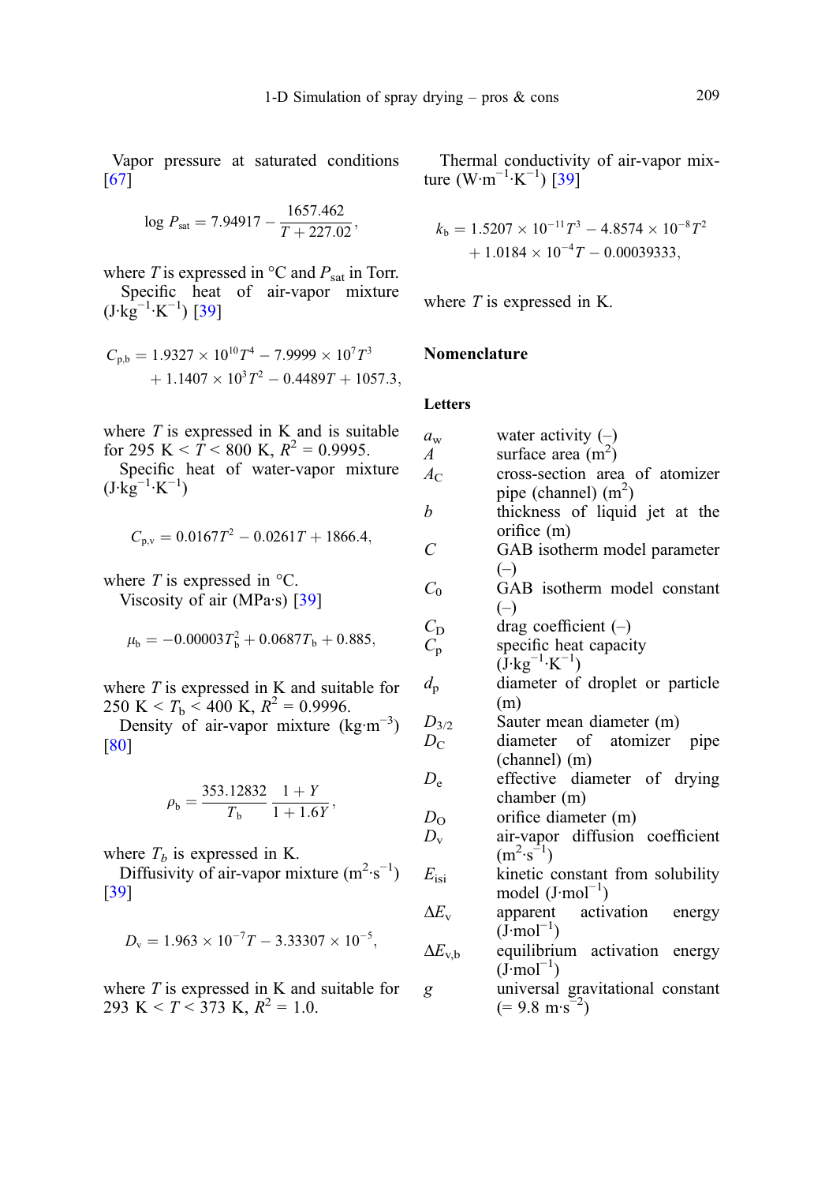Vapor pressure at saturated conditions [67]

$$\log P_{sat} = 7.94917 - \frac{1657.462}{T + 227.02},$$

where $T$ is expressed in °C and $P_{sat}$ in Torr.

Specific heat of air-vapor mixture ($J \cdot kg^{-1} \cdot K^{-1}$) [39]

$$C_{p,b} = 1.9327 \times 10^{10} T^4 - 7.9999 \times 10^7 T^3 + 1.1407 \times 10^3 T^2 - 0.4489T + 1057.3,$$

where $T$ is expressed in K and is suitable for 295 K < $T$ < 800 K, $R^2 = 0.9995$.

Specific heat of water-vapor mixture ($J \cdot kg^{-1} \cdot K^{-1}$)

$$C_{p,v} = 0.0167T^2 - 0.0261T + 1866.4,$$

where $T$ is expressed in °C.

Viscosity of air (MPa·s) [39]

$$\mu_b = -0.00003T_b^2 + 0.0687T_b + 0.885,$$

where $T$ is expressed in K and suitable for 250 K < $T_b$ < 400 K, $R^2 = 0.9996$.

Density of air-vapor mixture ($kg \cdot m^{-3}$) [80]

$$\rho_b = \frac{353.12832}{T_b} \frac{1 + Y}{1 + 1.6Y},$$

where $T_b$ is expressed in K.

Diffusivity of air-vapor mixture ($m^2 \cdot s^{-1}$) [39]

$$D_v = 1.963 \times 10^{-7} T - 3.33307 \times 10^{-5},$$

where $T$ is expressed in K and suitable for 293 K < $T$ < 373 K, $R^2 = 1.0$.

Thermal conductivity of air-vapor mixture ($W \cdot m^{-1} \cdot K^{-1}$) [39]

$$k_b = 1.5207 \times 10^{-11} T^3 - 4.8574 \times 10^{-8} T^2 + 1.0184 \times 10^{-4} T - 0.00039333,$$

where $T$ is expressed in K.

## Nomenclature

### Letters

| | |
|---|---|
| $a_w$ | water activity (–) |
| $A$ | surface area ($m^2$) |
| $A_C$ | cross-section area of atomizer pipe (channel) ($m^2$) |
| $b$ | thickness of liquid jet at the orifice (m) |
| $C$ | GAB isotherm model parameter (–) |
| $C_0$ | GAB isotherm model constant (–) |
| $C_D$ | drag coefficient (–) |
| $C_p$ | specific heat capacity ($J \cdot kg^{-1} \cdot K^{-1}$) |
| $d_p$ | diameter of droplet or particle (m) |
| $D_{3/2}$ | Sauter mean diameter (m) |
| $D_C$ | diameter of atomizer pipe (channel) (m) |
| $D_e$ | effective diameter of drying chamber (m) |
| $D_O$ | orifice diameter (m) |
| $D_v$ | air-vapor diffusion coefficient ($m^2 \cdot s^{-1}$) |
| $E_{isi}$ | kinetic constant from solubility model ($J \cdot mol^{-1}$) |
| $\Delta E_v$ | apparent activation energy ($J \cdot mol^{-1}$) |
| $\Delta E_{v,b}$ | equilibrium activation energy ($J \cdot mol^{-1}$) |
| $g$ | universal gravitational constant (= 9.8 $m \cdot s^{-2}$) |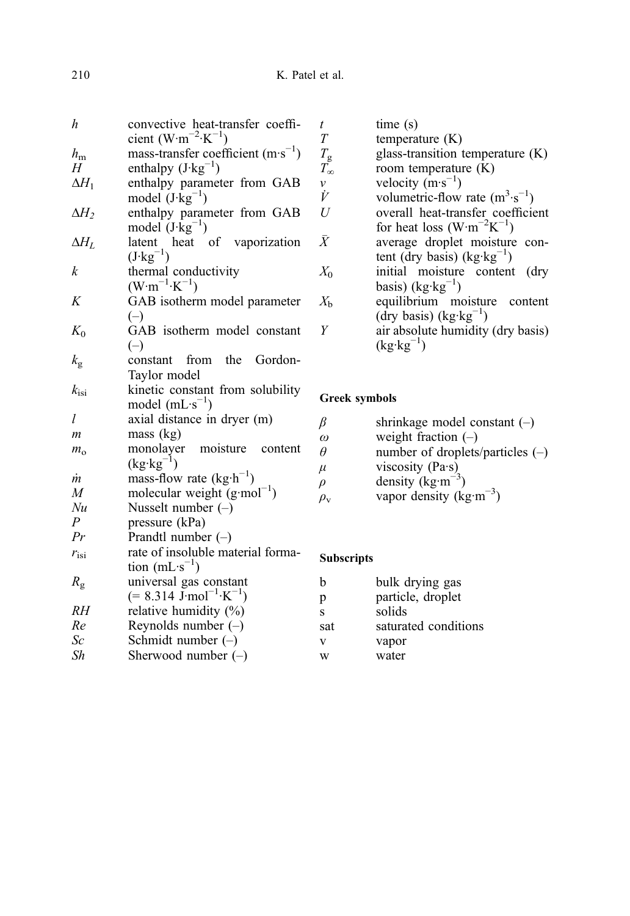| | |
|---|---|
| $h$ | convective heat-transfer coefficient ($W \cdot m^{-2} \cdot K^{-1}$) |
| $h_m$ | mass-transfer coefficient ($m \cdot s^{-1}$) |
| $H$ | enthalpy ($J \cdot kg^{-1}$) |
| $\Delta H_1$ | enthalpy parameter from GAB model ($J \cdot kg^{-1}$) |
| $\Delta H_2$ | enthalpy parameter from GAB model ($J \cdot kg^{-1}$) |
| $\Delta H_L$ | latent heat of vaporization ($J \cdot kg^{-1}$) |
| $k$ | thermal conductivity ($W \cdot m^{-1} \cdot K^{-1}$) |
| $K$ | GAB isotherm model parameter (–) |
| $K_0$ | GAB isotherm model constant (–) |
| $k_g$ | constant from the Gordon-Taylor model |
| $k_{isi}$ | kinetic constant from solubility model ($mL \cdot s^{-1}$) |
| $l$ | axial distance in dryer (m) |
| $m$ | mass (kg) |
| $m_o$ | monolayer moisture content ($kg \cdot kg^{-1}$) |
| $\dot{m}$ | mass-flow rate ($kg \cdot h^{-1}$) |
| $M$ | molecular weight ($g \cdot mol^{-1}$) |
| $Nu$ | Nusselt number (–) |
| $P$ | pressure (kPa) |
| $Pr$ | Prandtl number (–) |
| $r_{isi}$ | rate of insoluble material formation ($mL \cdot s^{-1}$) |
| $R_g$ | universal gas constant (= 8.314 $J \cdot mol^{-1} \cdot K^{-1}$) |
| $RH$ | relative humidity (%) |
| $Re$ | Reynolds number (–) |
| $Sc$ | Schmidt number (–) |
| $Sh$ | Sherwood number (–) |
| $t$ | time (s) |
| $T$ | temperature (K) |
| $T_g$ | glass-transition temperature (K) |
| $T_\infty$ | room temperature (K) |
| $v$ | velocity ($m \cdot s^{-1}$) |
| $\dot{V}$ | volumetric-flow rate ($m^3 \cdot s^{-1}$) |
| $U$ | overall heat-transfer coefficient for heat loss ($W \cdot m^{-2} K^{-1}$) |
| $\bar{X}$ | average droplet moisture content (dry basis) ($kg \cdot kg^{-1}$) |
| $X_0$ | initial moisture content (dry basis) ($kg \cdot kg^{-1}$) |
| $X_b$ | equilibrium moisture content (dry basis) ($kg \cdot kg^{-1}$) |
| $Y$ | air absolute humidity (dry basis) ($kg \cdot kg^{-1}$) |

**Greek symbols**

| | |
|---|---|
| $\beta$ | shrinkage model constant (–) |
| $\omega$ | weight fraction (–) |
| $\theta$ | number of droplets/particles (–) |
| $\mu$ | viscosity (Pa·s) |
| $\rho$ | density ($kg \cdot m^{-3}$) |
| $\rho_v$ | vapor density ($kg \cdot m^{-3}$) |

**Subscripts**

| | |
|---|---|
| b | bulk drying gas |
| p | particle, droplet |
| s | solids |
| sat | saturated conditions |
| v | vapor |
| w | water |